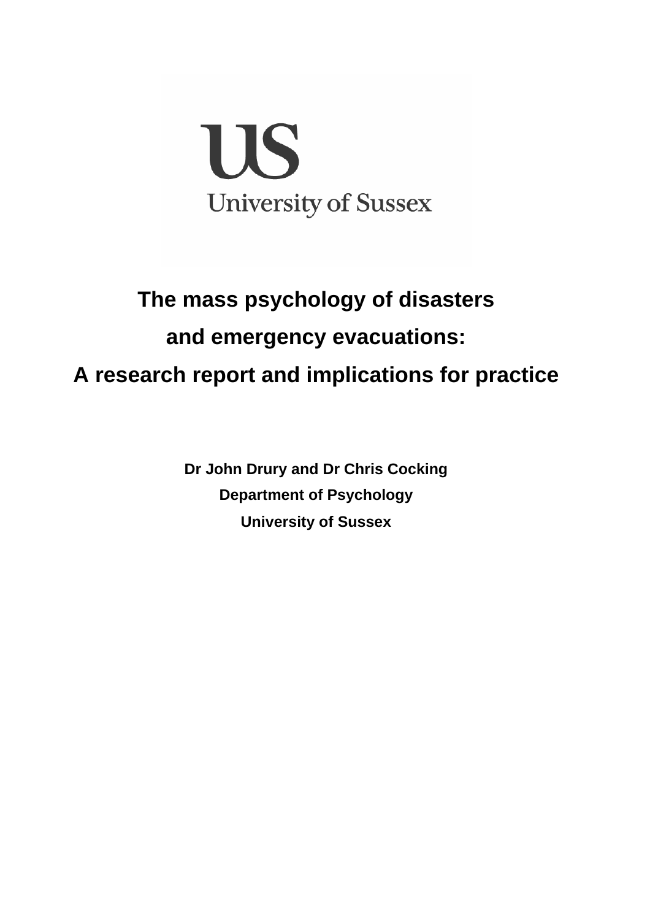US

University of Sussex

# The mass psychology of disasters and emergency evacuations: A research report and implications for practice

**Dr John Drury and Dr Chris Cocking**

**Department of Psychology**

**University of Sussex**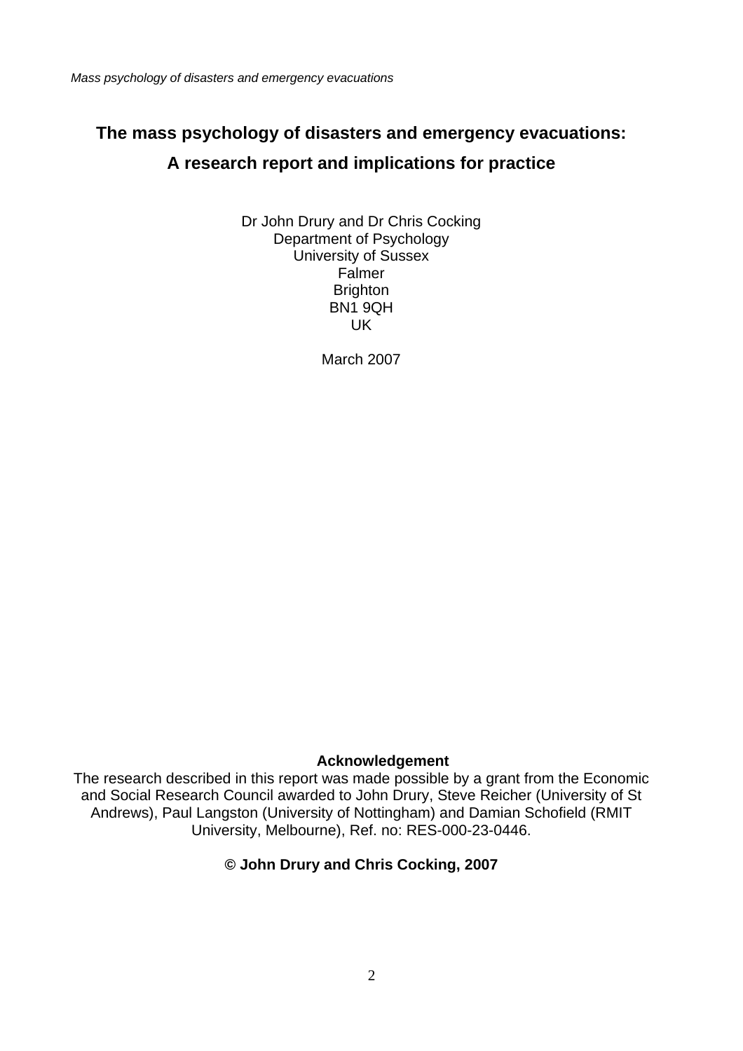# The mass psychology of disasters and emergency evacuations: A research report and implications for practice

Dr John Drury and Dr Chris Cocking
Department of Psychology
University of Sussex
Falmer
Brighton
BN1 9QH
UK

March 2007

**Acknowledgement**

The research described in this report was made possible by a grant from the Economic and Social Research Council awarded to John Drury, Steve Reicher (University of St Andrews), Paul Langston (University of Nottingham) and Damian Schofield (RMIT University, Melbourne), Ref. no: RES-000-23-0446.

**© John Drury and Chris Cocking, 2007**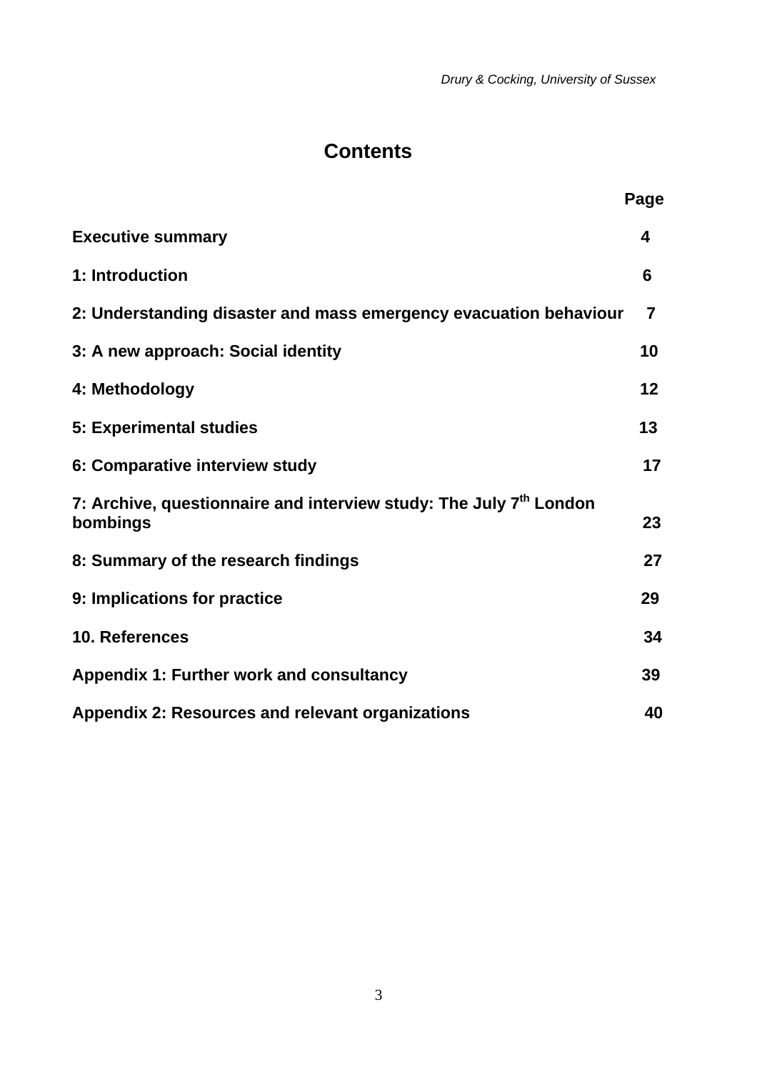# Contents

| | Page |
|---|---|
| **Executive summary** | **4** |
| **1: Introduction** | **6** |
| **2: Understanding disaster and mass emergency evacuation behaviour** | **7** |
| **3: A new approach: Social identity** | **10** |
| **4: Methodology** | **12** |
| **5: Experimental studies** | **13** |
| **6: Comparative interview study** | **17** |
| **7: Archive, questionnaire and interview study: The July 7th London bombings** | **23** |
| **8: Summary of the research findings** | **27** |
| **9: Implications for practice** | **29** |
| **10. References** | **34** |
| **Appendix 1: Further work and consultancy** | **39** |
| **Appendix 2: Resources and relevant organizations** | **40** |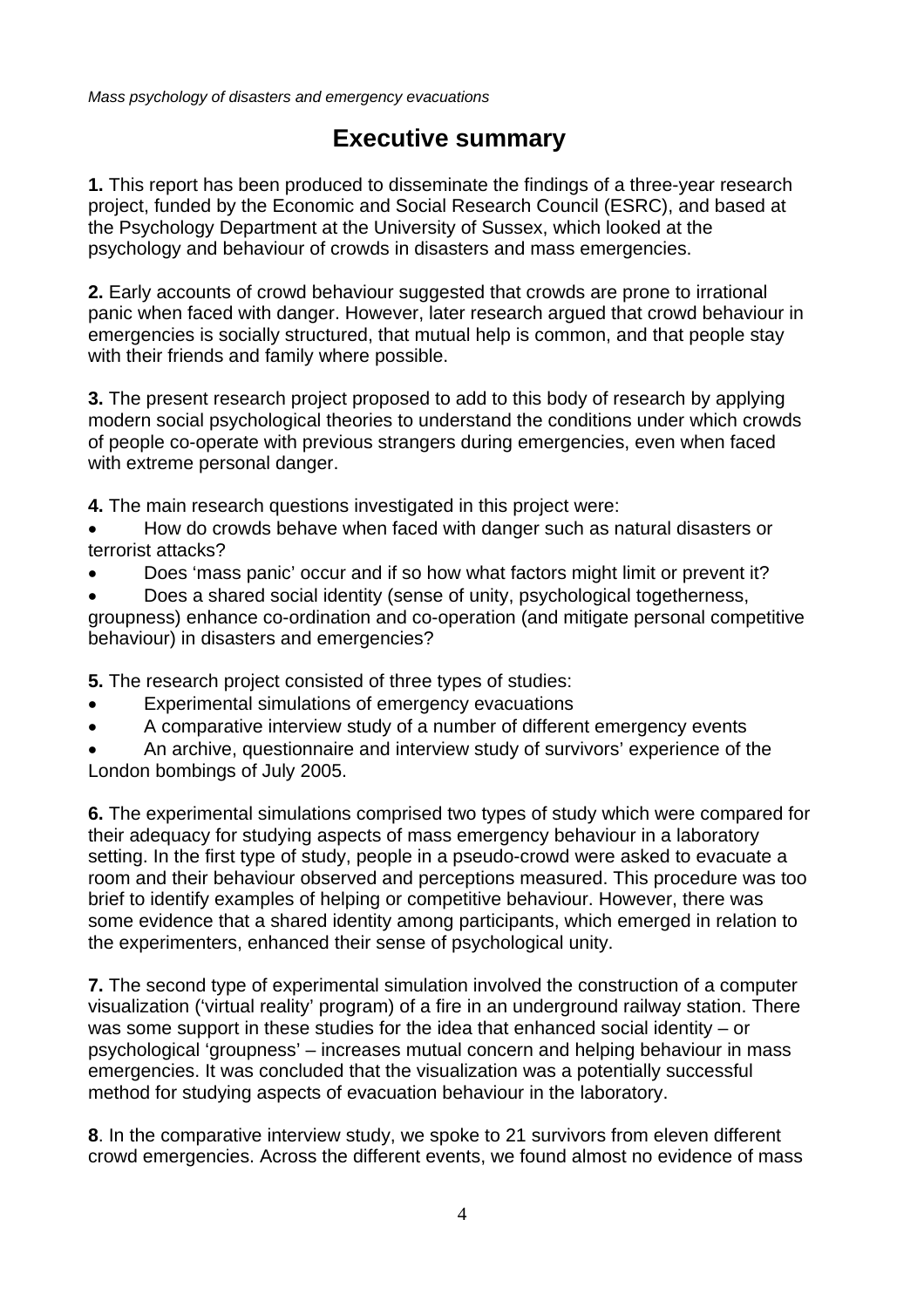# Executive summary

**1.** This report has been produced to disseminate the findings of a three-year research project, funded by the Economic and Social Research Council (ESRC), and based at the Psychology Department at the University of Sussex, which looked at the psychology and behaviour of crowds in disasters and mass emergencies.

**2.** Early accounts of crowd behaviour suggested that crowds are prone to irrational panic when faced with danger. However, later research argued that crowd behaviour in emergencies is socially structured, that mutual help is common, and that people stay with their friends and family where possible.

**3.** The present research project proposed to add to this body of research by applying modern social psychological theories to understand the conditions under which crowds of people co-operate with previous strangers during emergencies, even when faced with extreme personal danger.

**4.** The main research questions investigated in this project were:

- How do crowds behave when faced with danger such as natural disasters or terrorist attacks?
- Does 'mass panic' occur and if so how what factors might limit or prevent it?
- Does a shared social identity (sense of unity, psychological togetherness, groupness) enhance co-ordination and co-operation (and mitigate personal competitive behaviour) in disasters and emergencies?

**5.** The research project consisted of three types of studies:

- Experimental simulations of emergency evacuations
- A comparative interview study of a number of different emergency events
- An archive, questionnaire and interview study of survivors' experience of the London bombings of July 2005.

**6.** The experimental simulations comprised two types of study which were compared for their adequacy for studying aspects of mass emergency behaviour in a laboratory setting. In the first type of study, people in a pseudo-crowd were asked to evacuate a room and their behaviour observed and perceptions measured. This procedure was too brief to identify examples of helping or competitive behaviour. However, there was some evidence that a shared identity among participants, which emerged in relation to the experimenters, enhanced their sense of psychological unity.

**7.** The second type of experimental simulation involved the construction of a computer visualization ('virtual reality' program) of a fire in an underground railway station. There was some support in these studies for the idea that enhanced social identity – or psychological 'groupness' – increases mutual concern and helping behaviour in mass emergencies. It was concluded that the visualization was a potentially successful method for studying aspects of evacuation behaviour in the laboratory.

**8**. In the comparative interview study, we spoke to 21 survivors from eleven different crowd emergencies. Across the different events, we found almost no evidence of mass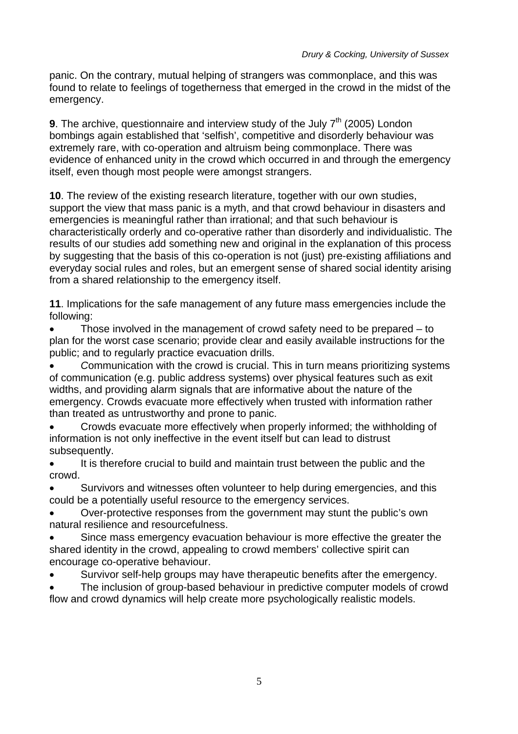panic. On the contrary, mutual helping of strangers was commonplace, and this was found to relate to feelings of togetherness that emerged in the crowd in the midst of the emergency.

**9**. The archive, questionnaire and interview study of the July 7th (2005) London bombings again established that 'selfish', competitive and disorderly behaviour was extremely rare, with co-operation and altruism being commonplace. There was evidence of enhanced unity in the crowd which occurred in and through the emergency itself, even though most people were amongst strangers.

**10**. The review of the existing research literature, together with our own studies, support the view that mass panic is a myth, and that crowd behaviour in disasters and emergencies is meaningful rather than irrational; and that such behaviour is characteristically orderly and co-operative rather than disorderly and individualistic. The results of our studies add something new and original in the explanation of this process by suggesting that the basis of this co-operation is not (just) pre-existing affiliations and everyday social rules and roles, but an emergent sense of shared social identity arising from a shared relationship to the emergency itself.

**11**. Implications for the safe management of any future mass emergencies include the following:

- Those involved in the management of crowd safety need to be prepared – to plan for the worst case scenario; provide clear and easily available instructions for the public; and to regularly practice evacuation drills.
- *C*ommunication with the crowd is crucial. This in turn means prioritizing systems of communication (e.g. public address systems) over physical features such as exit widths, and providing alarm signals that are informative about the nature of the emergency. Crowds evacuate more effectively when trusted with information rather than treated as untrustworthy and prone to panic.
- Crowds evacuate more effectively when properly informed; the withholding of information is not only ineffective in the event itself but can lead to distrust subsequently.
- It is therefore crucial to build and maintain trust between the public and the crowd.
- Survivors and witnesses often volunteer to help during emergencies, and this could be a potentially useful resource to the emergency services.
- Over-protective responses from the government may stunt the public's own natural resilience and resourcefulness.
- Since mass emergency evacuation behaviour is more effective the greater the shared identity in the crowd, appealing to crowd members' collective spirit can encourage co-operative behaviour.
- Survivor self-help groups may have therapeutic benefits after the emergency.
- The inclusion of group-based behaviour in predictive computer models of crowd flow and crowd dynamics will help create more psychologically realistic models.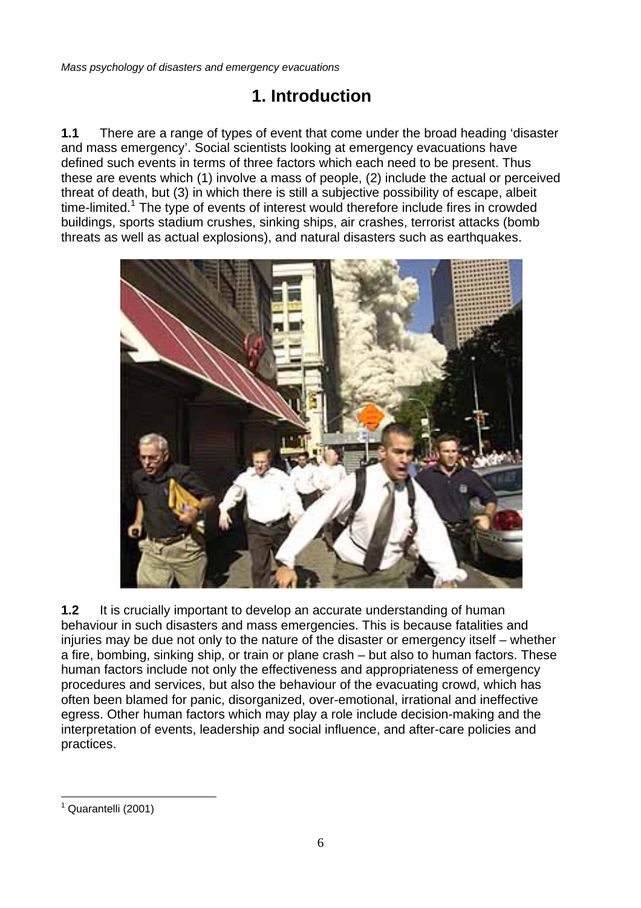# 1. Introduction

**1.1** There are a range of types of event that come under the broad heading 'disaster and mass emergency'. Social scientists looking at emergency evacuations have defined such events in terms of three factors which each need to be present. Thus these are events which (1) involve a mass of people, (2) include the actual or perceived threat of death, but (3) in which there is still a subjective possibility of escape, albeit time-limited.[1] The type of events of interest would therefore include fires in crowded buildings, sports stadium crushes, sinking ships, air crashes, terrorist attacks (bomb threats as well as actual explosions), and natural disasters such as earthquakes.

**1.2** It is crucially important to develop an accurate understanding of human behaviour in such disasters and mass emergencies. This is because fatalities and injuries may be due not only to the nature of the disaster or emergency itself – whether a fire, bombing, sinking ship, or train or plane crash – but also to human factors. These human factors include not only the effectiveness and appropriateness of emergency procedures and services, but also the behaviour of the evacuating crowd, which has often been blamed for panic, disorganized, over-emotional, irrational and ineffective egress. Other human factors which may play a role include decision-making and the interpretation of events, leadership and social influence, and after-care policies and practices.

[1] Quarantelli (2001)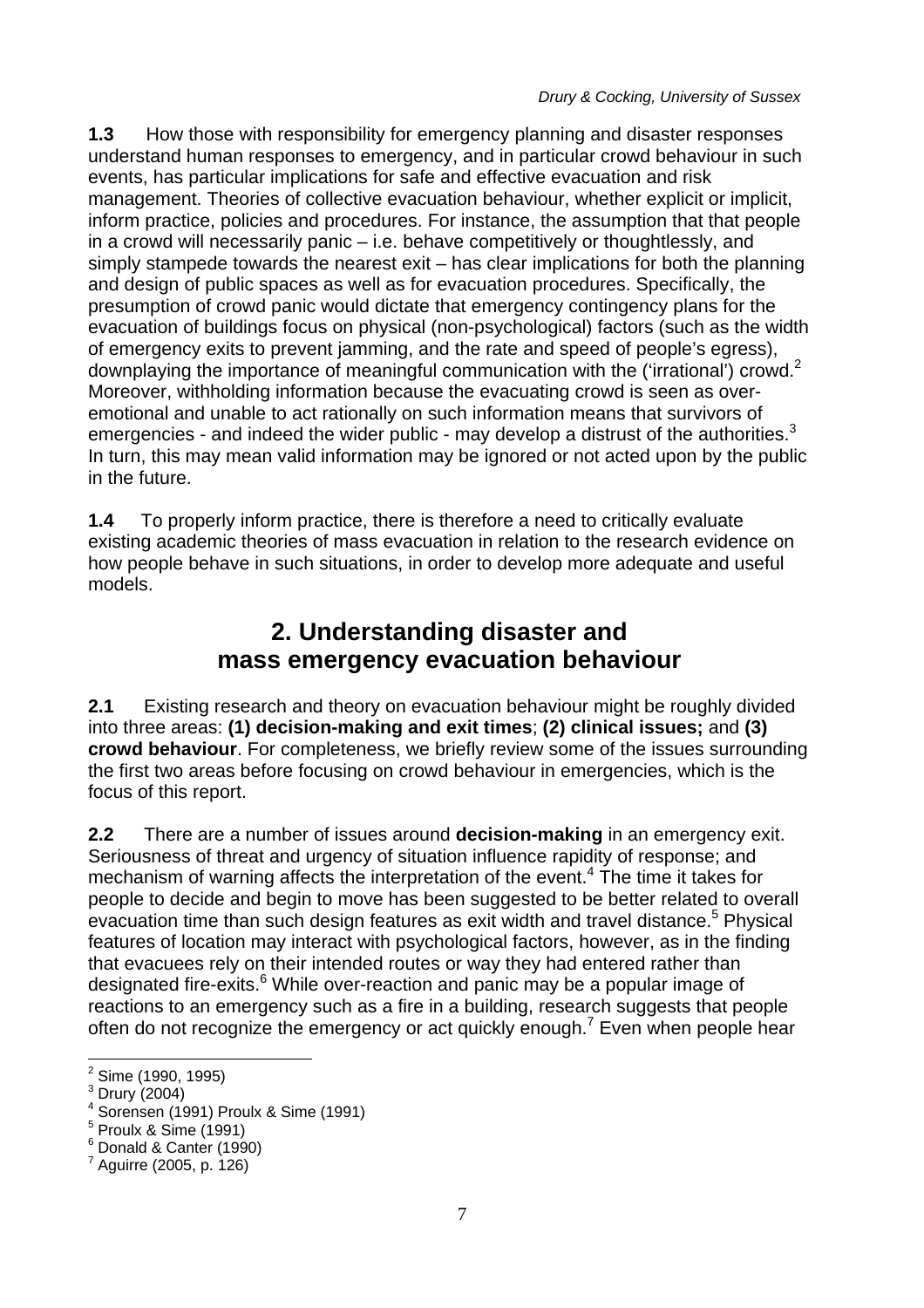**1.3** How those with responsibility for emergency planning and disaster responses understand human responses to emergency, and in particular crowd behaviour in such events, has particular implications for safe and effective evacuation and risk management. Theories of collective evacuation behaviour, whether explicit or implicit, inform practice, policies and procedures. For instance, the assumption that that people in a crowd will necessarily panic – i.e. behave competitively or thoughtlessly, and simply stampede towards the nearest exit – has clear implications for both the planning and design of public spaces as well as for evacuation procedures. Specifically, the presumption of crowd panic would dictate that emergency contingency plans for the evacuation of buildings focus on physical (non-psychological) factors (such as the width of emergency exits to prevent jamming, and the rate and speed of people's egress), downplaying the importance of meaningful communication with the ('irrational') crowd.[2] Moreover, withholding information because the evacuating crowd is seen as over-emotional and unable to act rationally on such information means that survivors of emergencies - and indeed the wider public - may develop a distrust of the authorities.[3] In turn, this may mean valid information may be ignored or not acted upon by the public in the future.

**1.4** To properly inform practice, there is therefore a need to critically evaluate existing academic theories of mass evacuation in relation to the research evidence on how people behave in such situations, in order to develop more adequate and useful models.

# 2. Understanding disaster and mass emergency evacuation behaviour

**2.1** Existing research and theory on evacuation behaviour might be roughly divided into three areas: **(1) decision-making and exit times**; **(2) clinical issues;** and **(3) crowd behaviour**. For completeness, we briefly review some of the issues surrounding the first two areas before focusing on crowd behaviour in emergencies, which is the focus of this report.

**2.2** There are a number of issues around **decision-making** in an emergency exit. Seriousness of threat and urgency of situation influence rapidity of response; and mechanism of warning affects the interpretation of the event.[4] The time it takes for people to decide and begin to move has been suggested to be better related to overall evacuation time than such design features as exit width and travel distance.[5] Physical features of location may interact with psychological factors, however, as in the finding that evacuees rely on their intended routes or way they had entered rather than designated fire-exits.[6] While over-reaction and panic may be a popular image of reactions to an emergency such as a fire in a building, research suggests that people often do not recognize the emergency or act quickly enough.[7] Even when people hear

[2] Sime (1990, 1995)
[3] Drury (2004)
[4] Sorensen (1991) Proulx & Sime (1991)
[5] Proulx & Sime (1991)
[6] Donald & Canter (1990)
[7] Aguirre (2005, p. 126)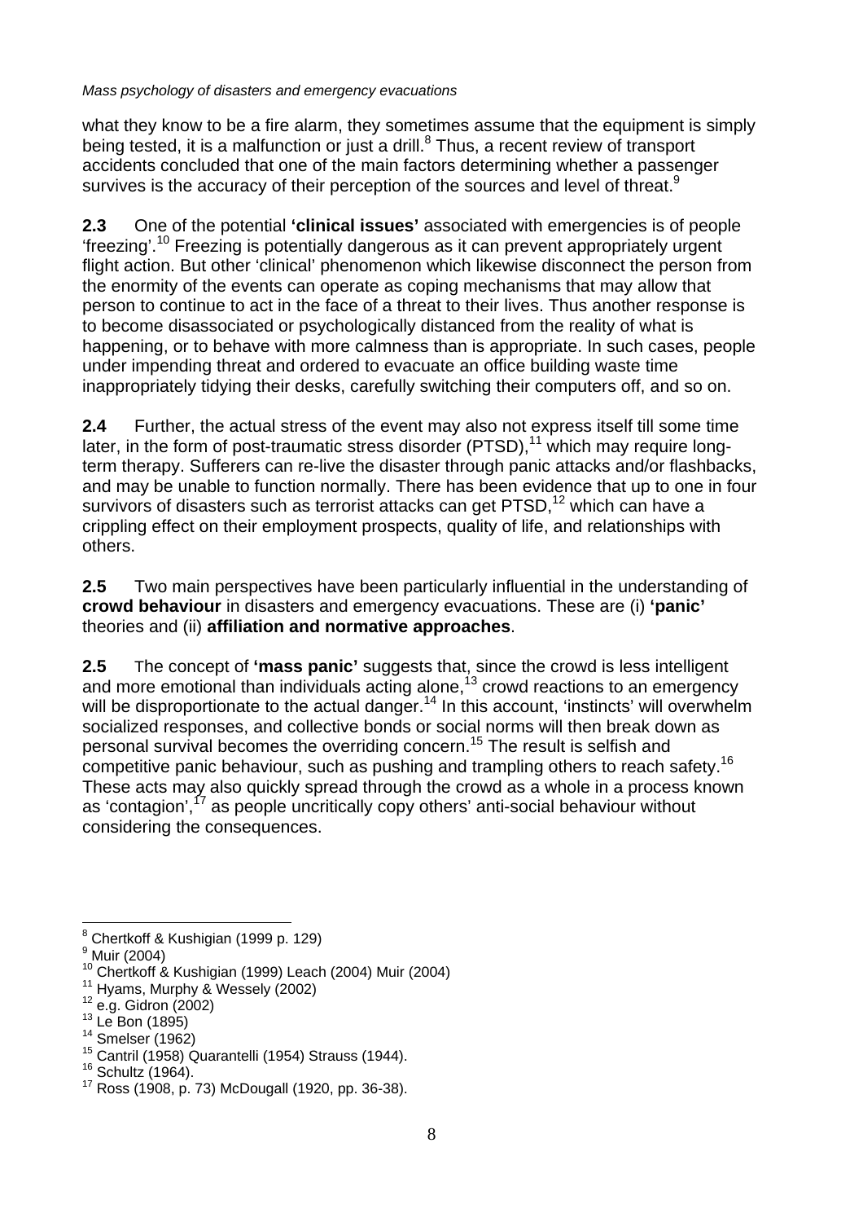what they know to be a fire alarm, they sometimes assume that the equipment is simply being tested, it is a malfunction or just a drill.[8] Thus, a recent review of transport accidents concluded that one of the main factors determining whether a passenger survives is the accuracy of their perception of the sources and level of threat.[9]

**2.3** One of the potential **'clinical issues'** associated with emergencies is of people 'freezing'.[10] Freezing is potentially dangerous as it can prevent appropriately urgent flight action. But other 'clinical' phenomenon which likewise disconnect the person from the enormity of the events can operate as coping mechanisms that may allow that person to continue to act in the face of a threat to their lives. Thus another response is to become disassociated or psychologically distanced from the reality of what is happening, or to behave with more calmness than is appropriate. In such cases, people under impending threat and ordered to evacuate an office building waste time inappropriately tidying their desks, carefully switching their computers off, and so on.

**2.4** Further, the actual stress of the event may also not express itself till some time later, in the form of post-traumatic stress disorder (PTSD),[11] which may require long-term therapy. Sufferers can re-live the disaster through panic attacks and/or flashbacks, and may be unable to function normally. There has been evidence that up to one in four survivors of disasters such as terrorist attacks can get PTSD,[12] which can have a crippling effect on their employment prospects, quality of life, and relationships with others.

**2.5** Two main perspectives have been particularly influential in the understanding of **crowd behaviour** in disasters and emergency evacuations. These are (i) **'panic'** theories and (ii) **affiliation and normative approaches**.

**2.5** The concept of **'mass panic'** suggests that, since the crowd is less intelligent and more emotional than individuals acting alone,[13] crowd reactions to an emergency will be disproportionate to the actual danger.[14] In this account, 'instincts' will overwhelm socialized responses, and collective bonds or social norms will then break down as personal survival becomes the overriding concern.[15] The result is selfish and competitive panic behaviour, such as pushing and trampling others to reach safety.[16] These acts may also quickly spread through the crowd as a whole in a process known as 'contagion',[17] as people uncritically copy others' anti-social behaviour without considering the consequences.

---

[8] Chertkoff & Kushigian (1999 p. 129)
[9] Muir (2004)
[10] Chertkoff & Kushigian (1999) Leach (2004) Muir (2004)
[11] Hyams, Murphy & Wessely (2002)
[12] e.g. Gidron (2002)
[13] Le Bon (1895)
[14] Smelser (1962)
[15] Cantril (1958) Quarantelli (1954) Strauss (1944).
[16] Schultz (1964).
[17] Ross (1908, p. 73) McDougall (1920, pp. 36-38).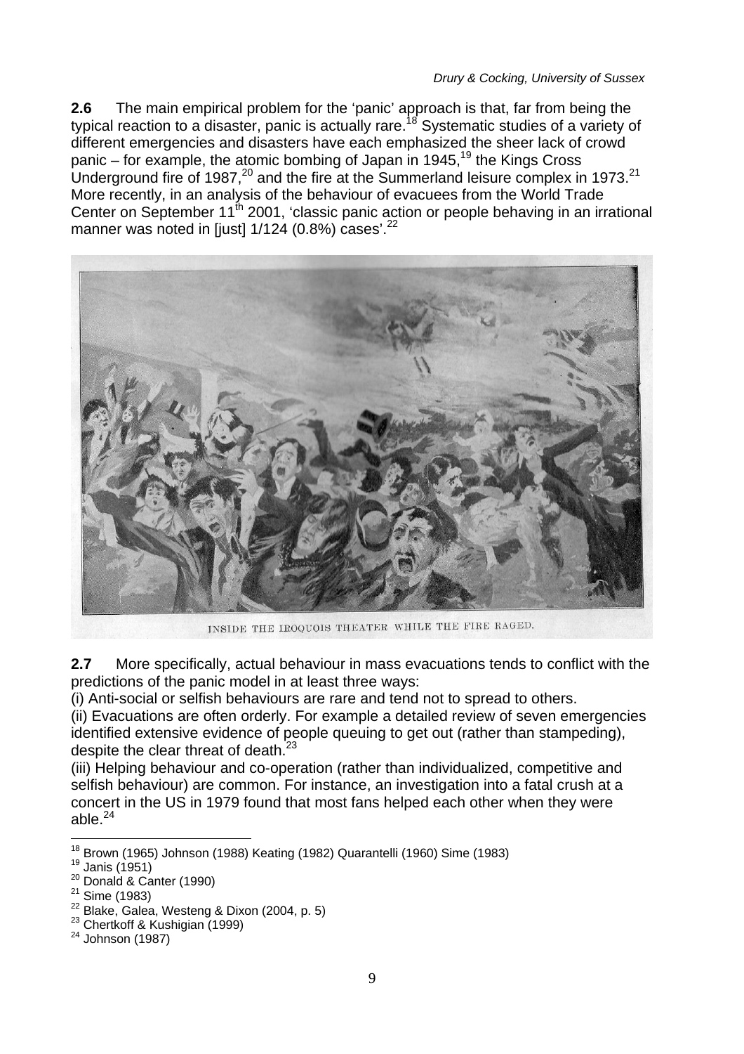**2.6** The main empirical problem for the 'panic' approach is that, far from being the typical reaction to a disaster, panic is actually rare.[18] Systematic studies of a variety of different emergencies and disasters have each emphasized the sheer lack of crowd panic – for example, the atomic bombing of Japan in 1945,[19] the Kings Cross Underground fire of 1987,[20] and the fire at the Summerland leisure complex in 1973.[21] More recently, in an analysis of the behaviour of evacuees from the World Trade Center on September 11th 2001, 'classic panic action or people behaving in an irrational manner was noted in [just] 1/124 (0.8%) cases'.[22]

INSIDE THE IROQUOIS THEATER WHILE THE FIRE RAGED.

**2.7** More specifically, actual behaviour in mass evacuations tends to conflict with the predictions of the panic model in at least three ways:

(i) Anti-social or selfish behaviours are rare and tend not to spread to others.

(ii) Evacuations are often orderly. For example a detailed review of seven emergencies identified extensive evidence of people queuing to get out (rather than stampeding), despite the clear threat of death.[23]

(iii) Helping behaviour and co-operation (rather than individualized, competitive and selfish behaviour) are common. For instance, an investigation into a fatal crush at a concert in the US in 1979 found that most fans helped each other when they were able.[24]

---

[18] Brown (1965) Johnson (1988) Keating (1982) Quarantelli (1960) Sime (1983)

[19] Janis (1951)

[20] Donald & Canter (1990)

[21] Sime (1983)

[22] Blake, Galea, Westeng & Dixon (2004, p. 5)

[23] Chertkoff & Kushigian (1999)

[24] Johnson (1987)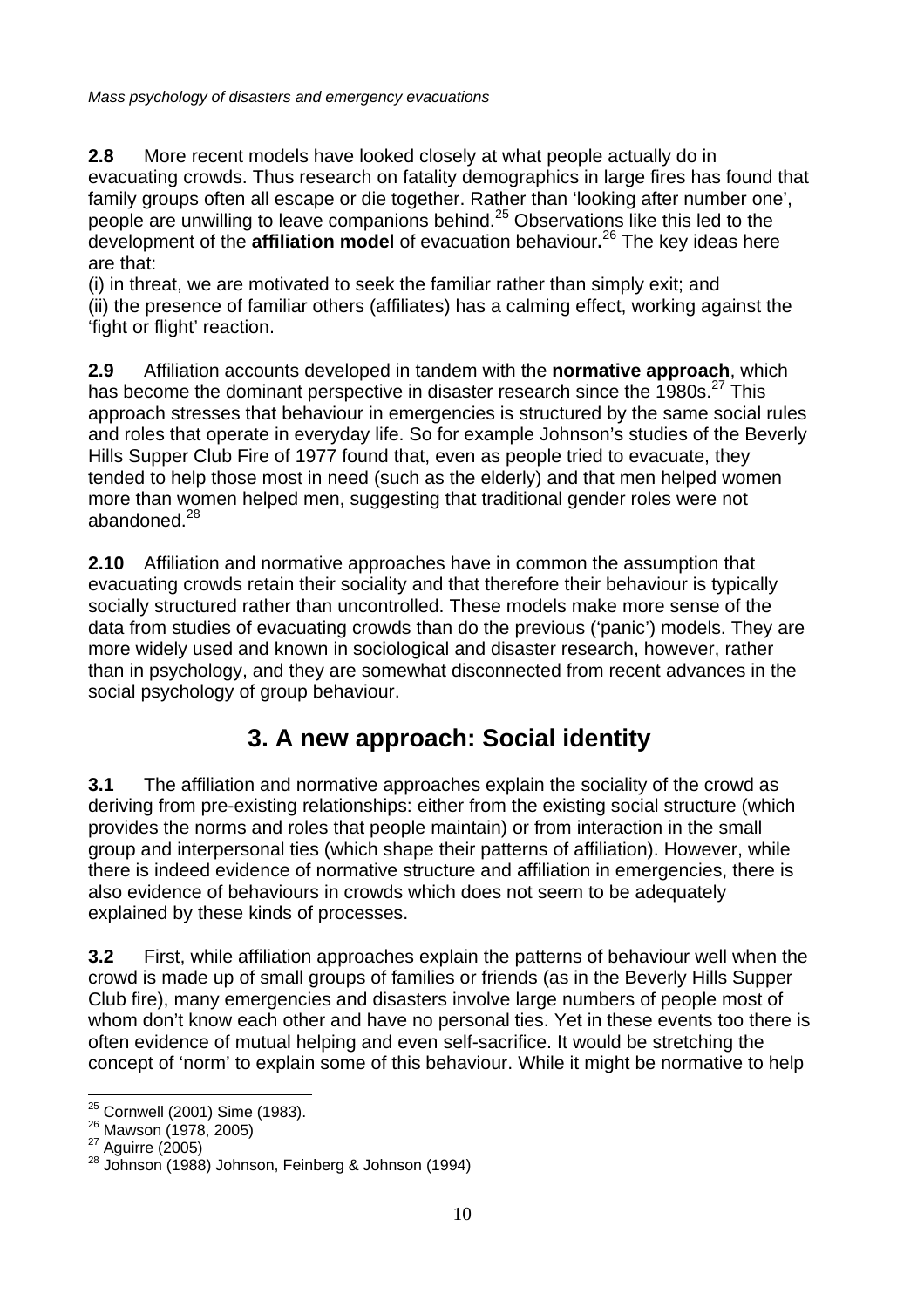**2.8** More recent models have looked closely at what people actually do in evacuating crowds. Thus research on fatality demographics in large fires has found that family groups often all escape or die together. Rather than 'looking after number one', people are unwilling to leave companions behind.[25] Observations like this led to the development of the **affiliation model** of evacuation behaviour**.**[26] The key ideas here are that:

(i) in threat, we are motivated to seek the familiar rather than simply exit; and
(ii) the presence of familiar others (affiliates) has a calming effect, working against the 'fight or flight' reaction.

**2.9** Affiliation accounts developed in tandem with the **normative approach**, which has become the dominant perspective in disaster research since the 1980s.[27] This approach stresses that behaviour in emergencies is structured by the same social rules and roles that operate in everyday life. So for example Johnson's studies of the Beverly Hills Supper Club Fire of 1977 found that, even as people tried to evacuate, they tended to help those most in need (such as the elderly) and that men helped women more than women helped men, suggesting that traditional gender roles were not abandoned.[28]

**2.10** Affiliation and normative approaches have in common the assumption that evacuating crowds retain their sociality and that therefore their behaviour is typically socially structured rather than uncontrolled. These models make more sense of the data from studies of evacuating crowds than do the previous ('panic') models. They are more widely used and known in sociological and disaster research, however, rather than in psychology, and they are somewhat disconnected from recent advances in the social psychology of group behaviour.

# 3. A new approach: Social identity

**3.1** The affiliation and normative approaches explain the sociality of the crowd as deriving from pre-existing relationships: either from the existing social structure (which provides the norms and roles that people maintain) or from interaction in the small group and interpersonal ties (which shape their patterns of affiliation). However, while there is indeed evidence of normative structure and affiliation in emergencies, there is also evidence of behaviours in crowds which does not seem to be adequately explained by these kinds of processes.

**3.2** First, while affiliation approaches explain the patterns of behaviour well when the crowd is made up of small groups of families or friends (as in the Beverly Hills Supper Club fire), many emergencies and disasters involve large numbers of people most of whom don't know each other and have no personal ties. Yet in these events too there is often evidence of mutual helping and even self-sacrifice. It would be stretching the concept of 'norm' to explain some of this behaviour. While it might be normative to help

---

[25] Cornwell (2001) Sime (1983).
[26] Mawson (1978, 2005)
[27] Aguirre (2005)
[28] Johnson (1988) Johnson, Feinberg & Johnson (1994)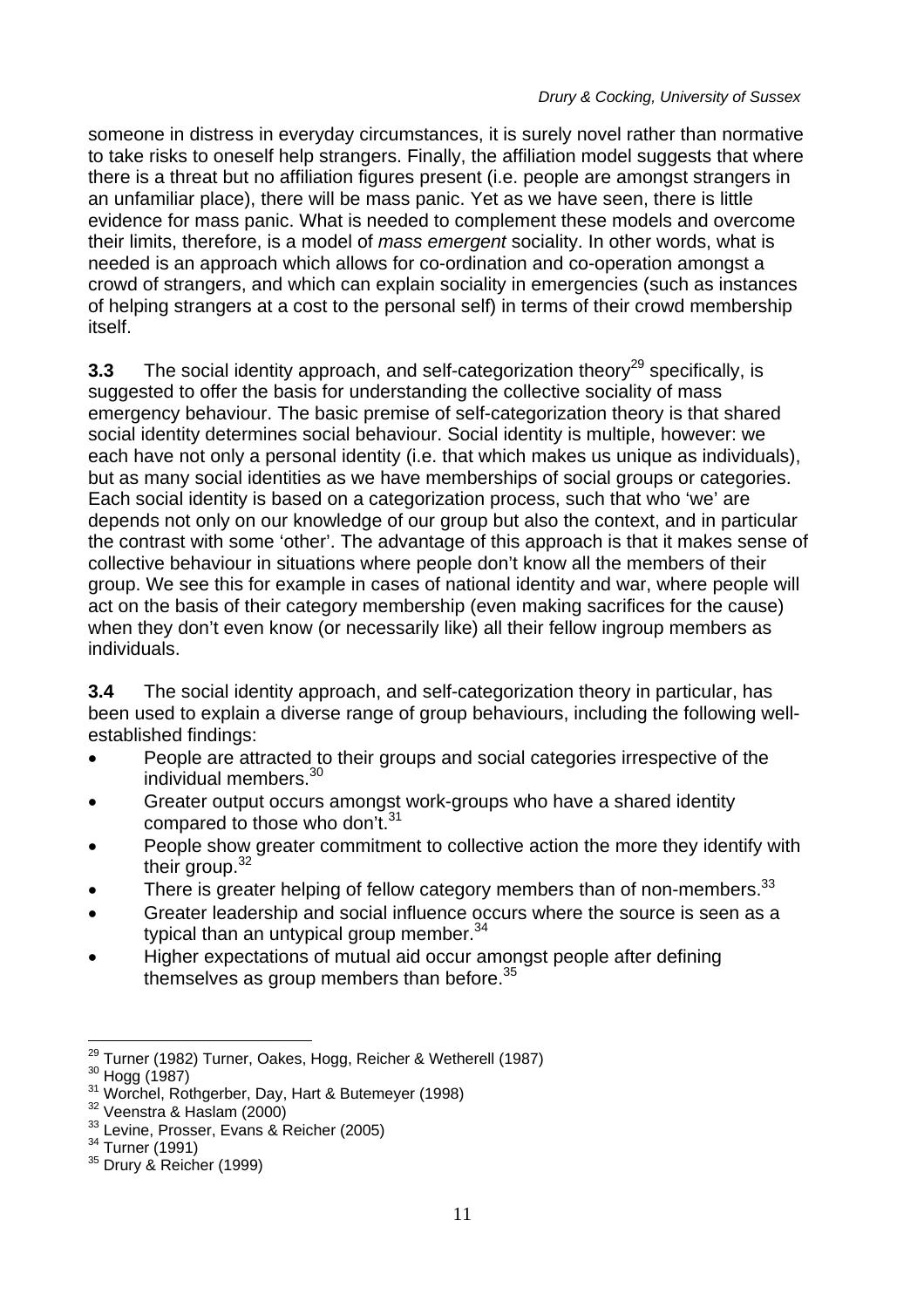someone in distress in everyday circumstances, it is surely novel rather than normative to take risks to oneself help strangers. Finally, the affiliation model suggests that where there is a threat but no affiliation figures present (i.e. people are amongst strangers in an unfamiliar place), there will be mass panic. Yet as we have seen, there is little evidence for mass panic. What is needed to complement these models and overcome their limits, therefore, is a model of *mass emergent* sociality. In other words, what is needed is an approach which allows for co-ordination and co-operation amongst a crowd of strangers, and which can explain sociality in emergencies (such as instances of helping strangers at a cost to the personal self) in terms of their crowd membership itself.

**3.3** The social identity approach, and self-categorization theory[29] specifically, is suggested to offer the basis for understanding the collective sociality of mass emergency behaviour. The basic premise of self-categorization theory is that shared social identity determines social behaviour. Social identity is multiple, however: we each have not only a personal identity (i.e. that which makes us unique as individuals), but as many social identities as we have memberships of social groups or categories. Each social identity is based on a categorization process, such that who 'we' are depends not only on our knowledge of our group but also the context, and in particular the contrast with some 'other'. The advantage of this approach is that it makes sense of collective behaviour in situations where people don't know all the members of their group. We see this for example in cases of national identity and war, where people will act on the basis of their category membership (even making sacrifices for the cause) when they don't even know (or necessarily like) all their fellow ingroup members as individuals.

**3.4** The social identity approach, and self-categorization theory in particular, has been used to explain a diverse range of group behaviours, including the following well-established findings:

- People are attracted to their groups and social categories irrespective of the individual members.[30]
- Greater output occurs amongst work-groups who have a shared identity compared to those who don't.[31]
- People show greater commitment to collective action the more they identify with their group.[32]
- There is greater helping of fellow category members than of non-members.[33]
- Greater leadership and social influence occurs where the source is seen as a typical than an untypical group member.[34]
- Higher expectations of mutual aid occur amongst people after defining themselves as group members than before.[35]

---

[29] Turner (1982) Turner, Oakes, Hogg, Reicher & Wetherell (1987)
[30] Hogg (1987)
[31] Worchel, Rothgerber, Day, Hart & Butemeyer (1998)
[32] Veenstra & Haslam (2000)
[33] Levine, Prosser, Evans & Reicher (2005)
[34] Turner (1991)
[35] Drury & Reicher (1999)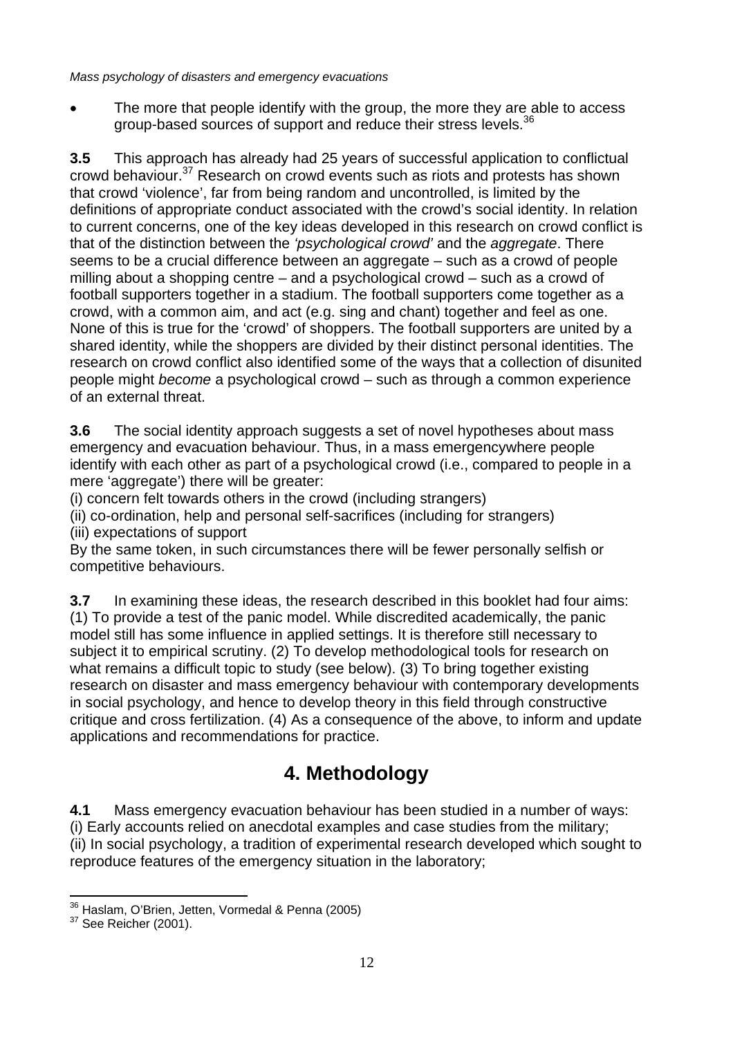- The more that people identify with the group, the more they are able to access group-based sources of support and reduce their stress levels.[36]

**3.5** This approach has already had 25 years of successful application to conflictual crowd behaviour.[37] Research on crowd events such as riots and protests has shown that crowd 'violence', far from being random and uncontrolled, is limited by the definitions of appropriate conduct associated with the crowd's social identity. In relation to current concerns, one of the key ideas developed in this research on crowd conflict is that of the distinction between the *'psychological crowd'* and the *aggregate*. There seems to be a crucial difference between an aggregate – such as a crowd of people milling about a shopping centre – and a psychological crowd – such as a crowd of football supporters together in a stadium. The football supporters come together as a crowd, with a common aim, and act (e.g. sing and chant) together and feel as one. None of this is true for the 'crowd' of shoppers. The football supporters are united by a shared identity, while the shoppers are divided by their distinct personal identities. The research on crowd conflict also identified some of the ways that a collection of disunited people might *become* a psychological crowd – such as through a common experience of an external threat.

**3.6** The social identity approach suggests a set of novel hypotheses about mass emergency and evacuation behaviour. Thus, in a mass emergencywhere people identify with each other as part of a psychological crowd (i.e., compared to people in a mere 'aggregate') there will be greater:
(i) concern felt towards others in the crowd (including strangers)
(ii) co-ordination, help and personal self-sacrifices (including for strangers)
(iii) expectations of support
By the same token, in such circumstances there will be fewer personally selfish or competitive behaviours.

**3.7** In examining these ideas, the research described in this booklet had four aims: (1) To provide a test of the panic model. While discredited academically, the panic model still has some influence in applied settings. It is therefore still necessary to subject it to empirical scrutiny. (2) To develop methodological tools for research on what remains a difficult topic to study (see below). (3) To bring together existing research on disaster and mass emergency behaviour with contemporary developments in social psychology, and hence to develop theory in this field through constructive critique and cross fertilization. (4) As a consequence of the above, to inform and update applications and recommendations for practice.

## 4. Methodology

**4.1** Mass emergency evacuation behaviour has been studied in a number of ways:
(i) Early accounts relied on anecdotal examples and case studies from the military;
(ii) In social psychology, a tradition of experimental research developed which sought to reproduce features of the emergency situation in the laboratory;

---

[36] Haslam, O'Brien, Jetten, Vormedal & Penna (2005)
[37] See Reicher (2001).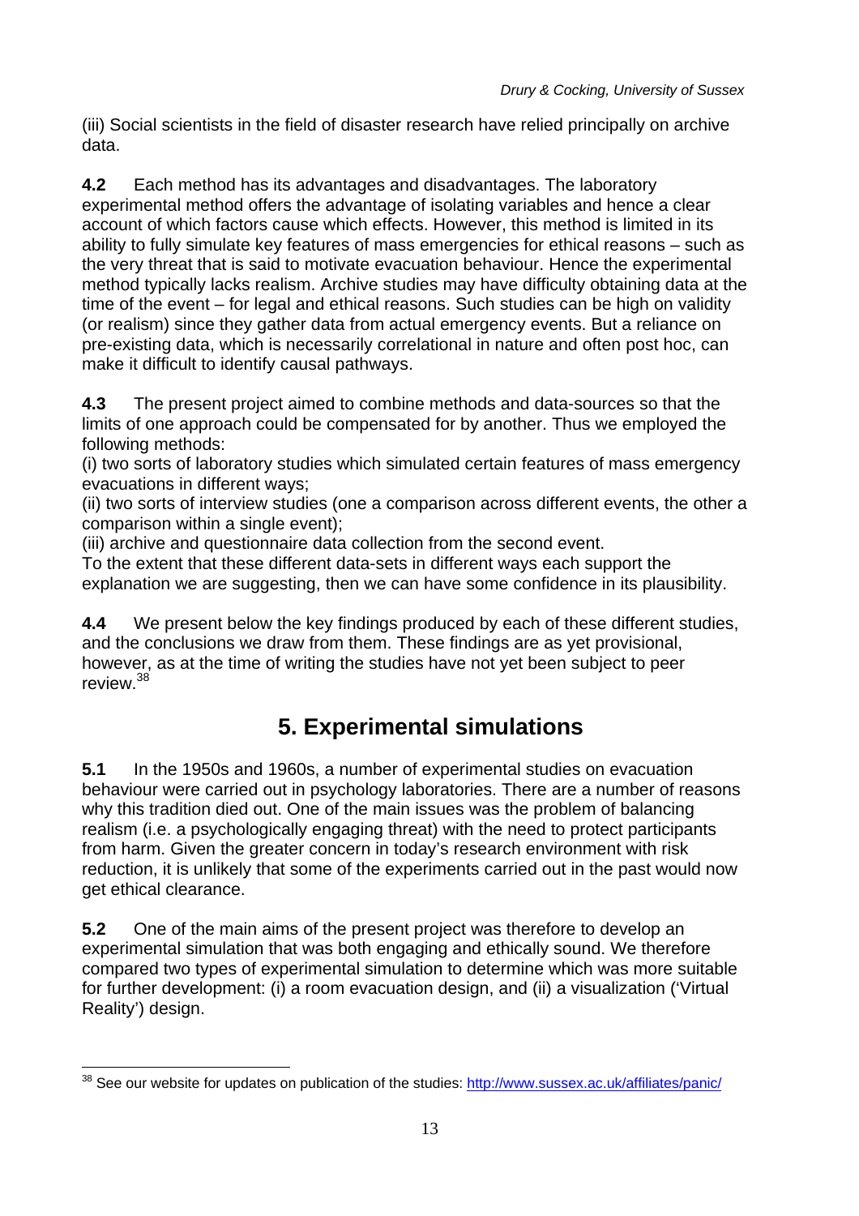(iii) Social scientists in the field of disaster research have relied principally on archive data.

**4.2** Each method has its advantages and disadvantages. The laboratory experimental method offers the advantage of isolating variables and hence a clear account of which factors cause which effects. However, this method is limited in its ability to fully simulate key features of mass emergencies for ethical reasons – such as the very threat that is said to motivate evacuation behaviour. Hence the experimental method typically lacks realism. Archive studies may have difficulty obtaining data at the time of the event – for legal and ethical reasons. Such studies can be high on validity (or realism) since they gather data from actual emergency events. But a reliance on pre-existing data, which is necessarily correlational in nature and often post hoc, can make it difficult to identify causal pathways.

**4.3** The present project aimed to combine methods and data-sources so that the limits of one approach could be compensated for by another. Thus we employed the following methods:
(i) two sorts of laboratory studies which simulated certain features of mass emergency evacuations in different ways;
(ii) two sorts of interview studies (one a comparison across different events, the other a comparison within a single event);
(iii) archive and questionnaire data collection from the second event.
To the extent that these different data-sets in different ways each support the explanation we are suggesting, then we can have some confidence in its plausibility.

**4.4** We present below the key findings produced by each of these different studies, and the conclusions we draw from them. These findings are as yet provisional, however, as at the time of writing the studies have not yet been subject to peer review.[38]

# 5. Experimental simulations

**5.1** In the 1950s and 1960s, a number of experimental studies on evacuation behaviour were carried out in psychology laboratories. There are a number of reasons why this tradition died out. One of the main issues was the problem of balancing realism (i.e. a psychologically engaging threat) with the need to protect participants from harm. Given the greater concern in today's research environment with risk reduction, it is unlikely that some of the experiments carried out in the past would now get ethical clearance.

**5.2** One of the main aims of the present project was therefore to develop an experimental simulation that was both engaging and ethically sound. We therefore compared two types of experimental simulation to determine which was more suitable for further development: (i) a room evacuation design, and (ii) a visualization ('Virtual Reality') design.

---

[38] See our website for updates on publication of the studies: http://www.sussex.ac.uk/affiliates/panic/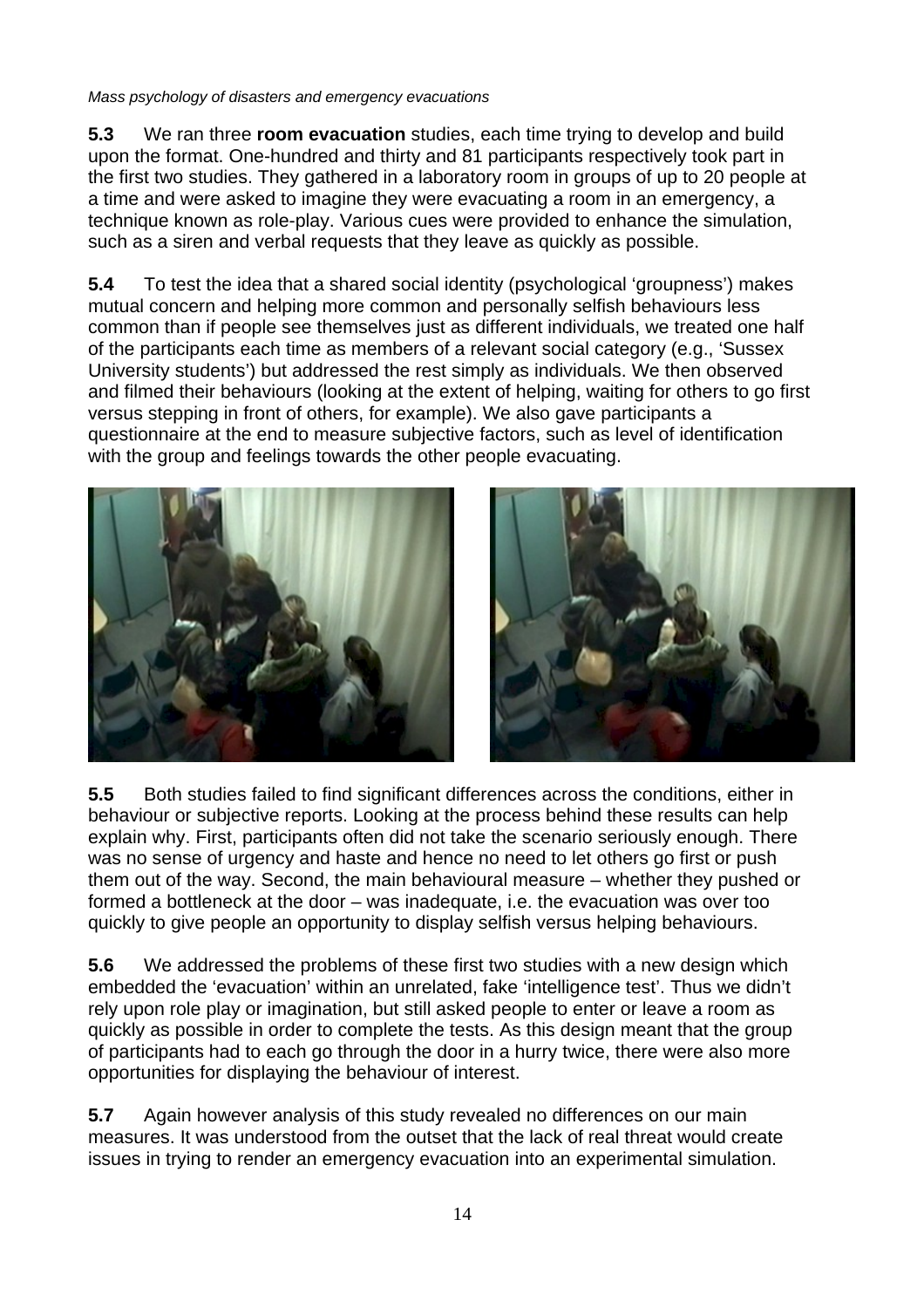**5.3** We ran three **room evacuation** studies, each time trying to develop and build upon the format. One-hundred and thirty and 81 participants respectively took part in the first two studies. They gathered in a laboratory room in groups of up to 20 people at a time and were asked to imagine they were evacuating a room in an emergency, a technique known as role-play. Various cues were provided to enhance the simulation, such as a siren and verbal requests that they leave as quickly as possible.

**5.4** To test the idea that a shared social identity (psychological 'groupness') makes mutual concern and helping more common and personally selfish behaviours less common than if people see themselves just as different individuals, we treated one half of the participants each time as members of a relevant social category (e.g., 'Sussex University students') but addressed the rest simply as individuals. We then observed and filmed their behaviours (looking at the extent of helping, waiting for others to go first versus stepping in front of others, for example). We also gave participants a questionnaire at the end to measure subjective factors, such as level of identification with the group and feelings towards the other people evacuating.

**5.5** Both studies failed to find significant differences across the conditions, either in behaviour or subjective reports. Looking at the process behind these results can help explain why. First, participants often did not take the scenario seriously enough. There was no sense of urgency and haste and hence no need to let others go first or push them out of the way. Second, the main behavioural measure – whether they pushed or formed a bottleneck at the door – was inadequate, i.e. the evacuation was over too quickly to give people an opportunity to display selfish versus helping behaviours.

**5.6** We addressed the problems of these first two studies with a new design which embedded the 'evacuation' within an unrelated, fake 'intelligence test'. Thus we didn't rely upon role play or imagination, but still asked people to enter or leave a room as quickly as possible in order to complete the tests. As this design meant that the group of participants had to each go through the door in a hurry twice, there were also more opportunities for displaying the behaviour of interest.

**5.7** Again however analysis of this study revealed no differences on our main measures. It was understood from the outset that the lack of real threat would create issues in trying to render an emergency evacuation into an experimental simulation.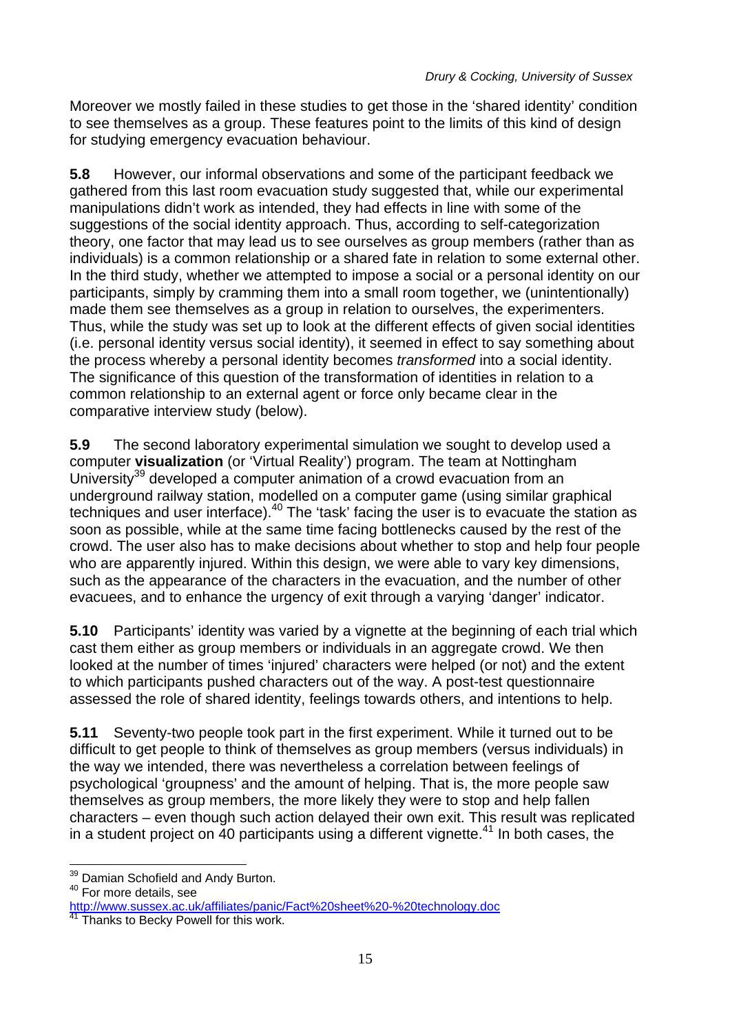Moreover we mostly failed in these studies to get those in the 'shared identity' condition to see themselves as a group. These features point to the limits of this kind of design for studying emergency evacuation behaviour.

**5.8** However, our informal observations and some of the participant feedback we gathered from this last room evacuation study suggested that, while our experimental manipulations didn't work as intended, they had effects in line with some of the suggestions of the social identity approach. Thus, according to self-categorization theory, one factor that may lead us to see ourselves as group members (rather than as individuals) is a common relationship or a shared fate in relation to some external other. In the third study, whether we attempted to impose a social or a personal identity on our participants, simply by cramming them into a small room together, we (unintentionally) made them see themselves as a group in relation to ourselves, the experimenters. Thus, while the study was set up to look at the different effects of given social identities (i.e. personal identity versus social identity), it seemed in effect to say something about the process whereby a personal identity becomes *transformed* into a social identity. The significance of this question of the transformation of identities in relation to a common relationship to an external agent or force only became clear in the comparative interview study (below).

**5.9** The second laboratory experimental simulation we sought to develop used a computer **visualization** (or 'Virtual Reality') program. The team at Nottingham University[39] developed a computer animation of a crowd evacuation from an underground railway station, modelled on a computer game (using similar graphical techniques and user interface).[40] The 'task' facing the user is to evacuate the station as soon as possible, while at the same time facing bottlenecks caused by the rest of the crowd. The user also has to make decisions about whether to stop and help four people who are apparently injured. Within this design, we were able to vary key dimensions, such as the appearance of the characters in the evacuation, and the number of other evacuees, and to enhance the urgency of exit through a varying 'danger' indicator.

**5.10** Participants' identity was varied by a vignette at the beginning of each trial which cast them either as group members or individuals in an aggregate crowd. We then looked at the number of times 'injured' characters were helped (or not) and the extent to which participants pushed characters out of the way. A post-test questionnaire assessed the role of shared identity, feelings towards others, and intentions to help.

**5.11** Seventy-two people took part in the first experiment. While it turned out to be difficult to get people to think of themselves as group members (versus individuals) in the way we intended, there was nevertheless a correlation between feelings of psychological 'groupness' and the amount of helping. That is, the more people saw themselves as group members, the more likely they were to stop and help fallen characters – even though such action delayed their own exit. This result was replicated in a student project on 40 participants using a different vignette.[41] In both cases, the

[39] Damian Schofield and Andy Burton.

[40] For more details, see http://www.sussex.ac.uk/affiliates/panic/Fact%20sheet%20-%20technology.doc

[41] Thanks to Becky Powell for this work.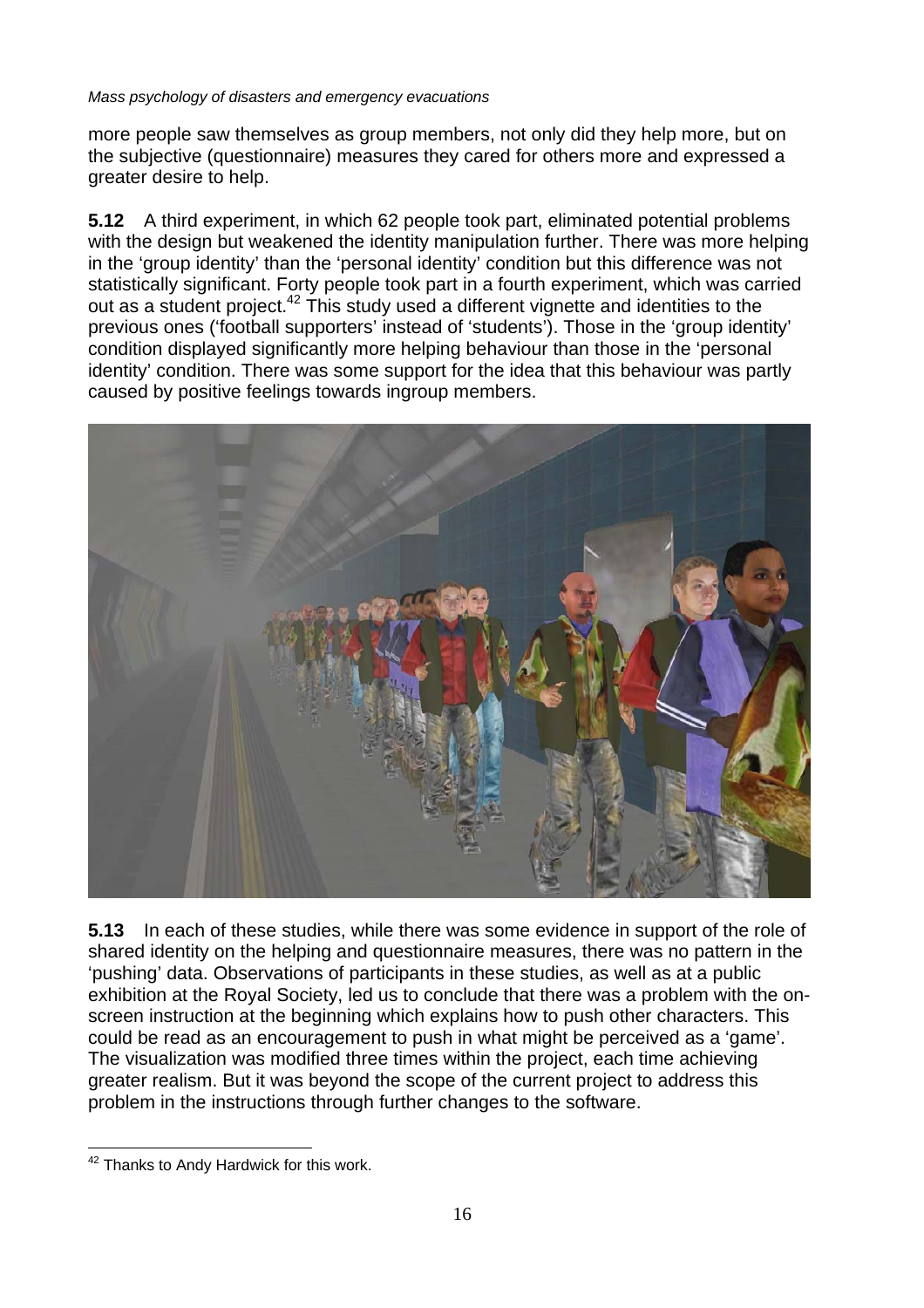more people saw themselves as group members, not only did they help more, but on the subjective (questionnaire) measures they cared for others more and expressed a greater desire to help.

**5.12** A third experiment, in which 62 people took part, eliminated potential problems with the design but weakened the identity manipulation further. There was more helping in the 'group identity' than the 'personal identity' condition but this difference was not statistically significant. Forty people took part in a fourth experiment, which was carried out as a student project.[42] This study used a different vignette and identities to the previous ones ('football supporters' instead of 'students'). Those in the 'group identity' condition displayed significantly more helping behaviour than those in the 'personal identity' condition. There was some support for the idea that this behaviour was partly caused by positive feelings towards ingroup members.

**5.13** In each of these studies, while there was some evidence in support of the role of shared identity on the helping and questionnaire measures, there was no pattern in the 'pushing' data. Observations of participants in these studies, as well as at a public exhibition at the Royal Society, led us to conclude that there was a problem with the on-screen instruction at the beginning which explains how to push other characters. This could be read as an encouragement to push in what might be perceived as a 'game'. The visualization was modified three times within the project, each time achieving greater realism. But it was beyond the scope of the current project to address this problem in the instructions through further changes to the software.

[42] Thanks to Andy Hardwick for this work.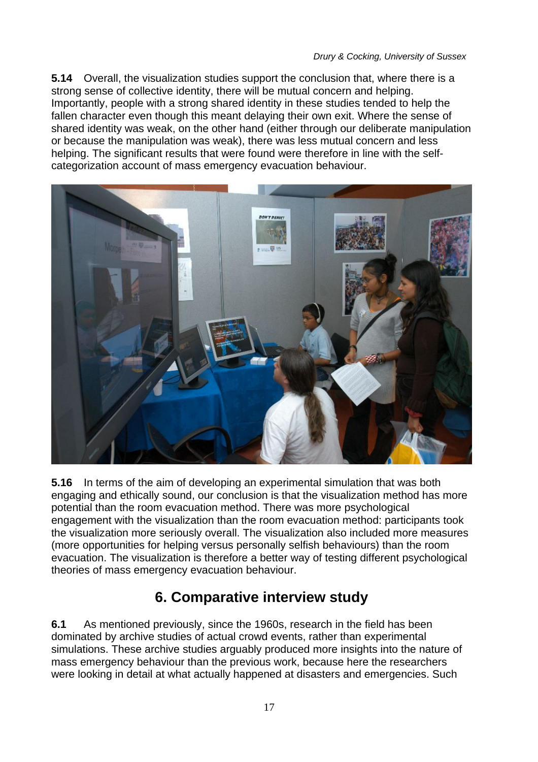**5.14** Overall, the visualization studies support the conclusion that, where there is a strong sense of collective identity, there will be mutual concern and helping. Importantly, people with a strong shared identity in these studies tended to help the fallen character even though this meant delaying their own exit. Where the sense of shared identity was weak, on the other hand (either through our deliberate manipulation or because the manipulation was weak), there was less mutual concern and less helping. The significant results that were found were therefore in line with the self-categorization account of mass emergency evacuation behaviour.

**5.16** In terms of the aim of developing an experimental simulation that was both engaging and ethically sound, our conclusion is that the visualization method has more potential than the room evacuation method. There was more psychological engagement with the visualization than the room evacuation method: participants took the visualization more seriously overall. The visualization also included more measures (more opportunities for helping versus personally selfish behaviours) than the room evacuation. The visualization is therefore a better way of testing different psychological theories of mass emergency evacuation behaviour.

## 6. Comparative interview study

**6.1** As mentioned previously, since the 1960s, research in the field has been dominated by archive studies of actual crowd events, rather than experimental simulations. These archive studies arguably produced more insights into the nature of mass emergency behaviour than the previous work, because here the researchers were looking in detail at what actually happened at disasters and emergencies. Such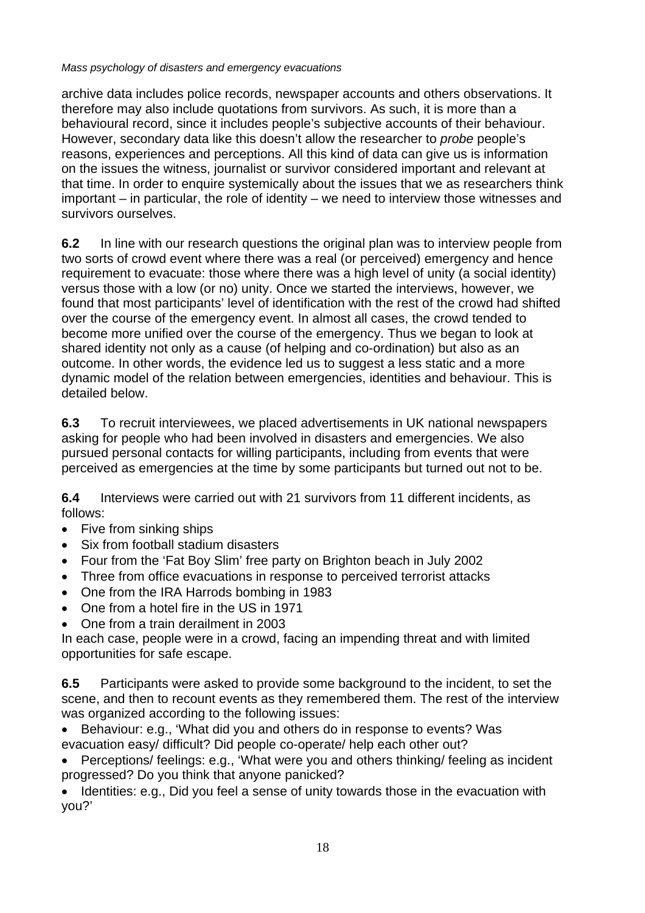archive data includes police records, newspaper accounts and others observations. It therefore may also include quotations from survivors. As such, it is more than a behavioural record, since it includes people's subjective accounts of their behaviour. However, secondary data like this doesn't allow the researcher to *probe* people's reasons, experiences and perceptions. All this kind of data can give us is information on the issues the witness, journalist or survivor considered important and relevant at that time. In order to enquire systemically about the issues that we as researchers think important – in particular, the role of identity – we need to interview those witnesses and survivors ourselves.

**6.2** In line with our research questions the original plan was to interview people from two sorts of crowd event where there was a real (or perceived) emergency and hence requirement to evacuate: those where there was a high level of unity (a social identity) versus those with a low (or no) unity. Once we started the interviews, however, we found that most participants' level of identification with the rest of the crowd had shifted over the course of the emergency event. In almost all cases, the crowd tended to become more unified over the course of the emergency. Thus we began to look at shared identity not only as a cause (of helping and co-ordination) but also as an outcome. In other words, the evidence led us to suggest a less static and a more dynamic model of the relation between emergencies, identities and behaviour. This is detailed below.

**6.3** To recruit interviewees, we placed advertisements in UK national newspapers asking for people who had been involved in disasters and emergencies. We also pursued personal contacts for willing participants, including from events that were perceived as emergencies at the time by some participants but turned out not to be.

**6.4** Interviews were carried out with 21 survivors from 11 different incidents, as follows:

- Five from sinking ships
- Six from football stadium disasters
- Four from the 'Fat Boy Slim' free party on Brighton beach in July 2002
- Three from office evacuations in response to perceived terrorist attacks
- One from the IRA Harrods bombing in 1983
- One from a hotel fire in the US in 1971
- One from a train derailment in 2003

In each case, people were in a crowd, facing an impending threat and with limited opportunities for safe escape.

**6.5** Participants were asked to provide some background to the incident, to set the scene, and then to recount events as they remembered them. The rest of the interview was organized according to the following issues:

- Behaviour: e.g., 'What did you and others do in response to events? Was evacuation easy/ difficult? Did people co-operate/ help each other out?
- Perceptions/ feelings: e.g., 'What were you and others thinking/ feeling as incident progressed? Do you think that anyone panicked?
- Identities: e.g., Did you feel a sense of unity towards those in the evacuation with you?'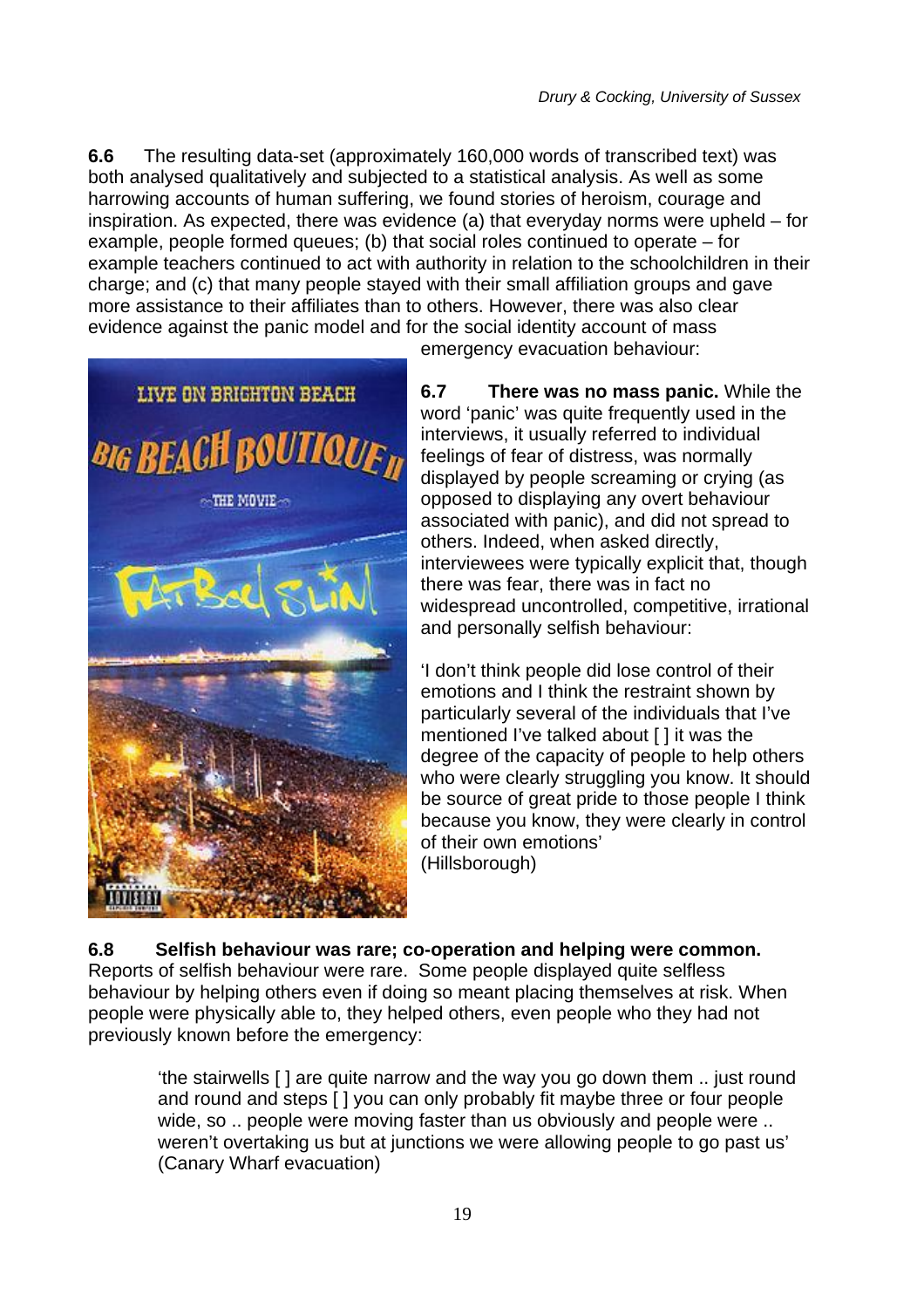**6.6** The resulting data-set (approximately 160,000 words of transcribed text) was both analysed qualitatively and subjected to a statistical analysis. As well as some harrowing accounts of human suffering, we found stories of heroism, courage and inspiration. As expected, there was evidence (a) that everyday norms were upheld – for example, people formed queues; (b) that social roles continued to operate – for example teachers continued to act with authority in relation to the schoolchildren in their charge; and (c) that many people stayed with their small affiliation groups and gave more assistance to their affiliates than to others. However, there was also clear evidence against the panic model and for the social identity account of mass emergency evacuation behaviour:

**6.7 There was no mass panic.** While the word 'panic' was quite frequently used in the interviews, it usually referred to individual feelings of fear of distress, was normally displayed by people screaming or crying (as opposed to displaying any overt behaviour associated with panic), and did not spread to others. Indeed, when asked directly, interviewees were typically explicit that, though there was fear, there was in fact no widespread uncontrolled, competitive, irrational and personally selfish behaviour:

'I don't think people did lose control of their emotions and I think the restraint shown by particularly several of the individuals that I've mentioned I've talked about [ ] it was the degree of the capacity of people to help others who were clearly struggling you know. It should be source of great pride to those people I think because you know, they were clearly in control of their own emotions'
(Hillsborough)

**6.8 Selfish behaviour was rare; co-operation and helping were common.** Reports of selfish behaviour were rare. Some people displayed quite selfless behaviour by helping others even if doing so meant placing themselves at risk. When people were physically able to, they helped others, even people who they had not previously known before the emergency:

> 'the stairwells [ ] are quite narrow and the way you go down them .. just round and round and steps [ ] you can only probably fit maybe three or four people wide, so .. people were moving faster than us obviously and people were .. weren't overtaking us but at junctions we were allowing people to go past us'
> (Canary Wharf evacuation)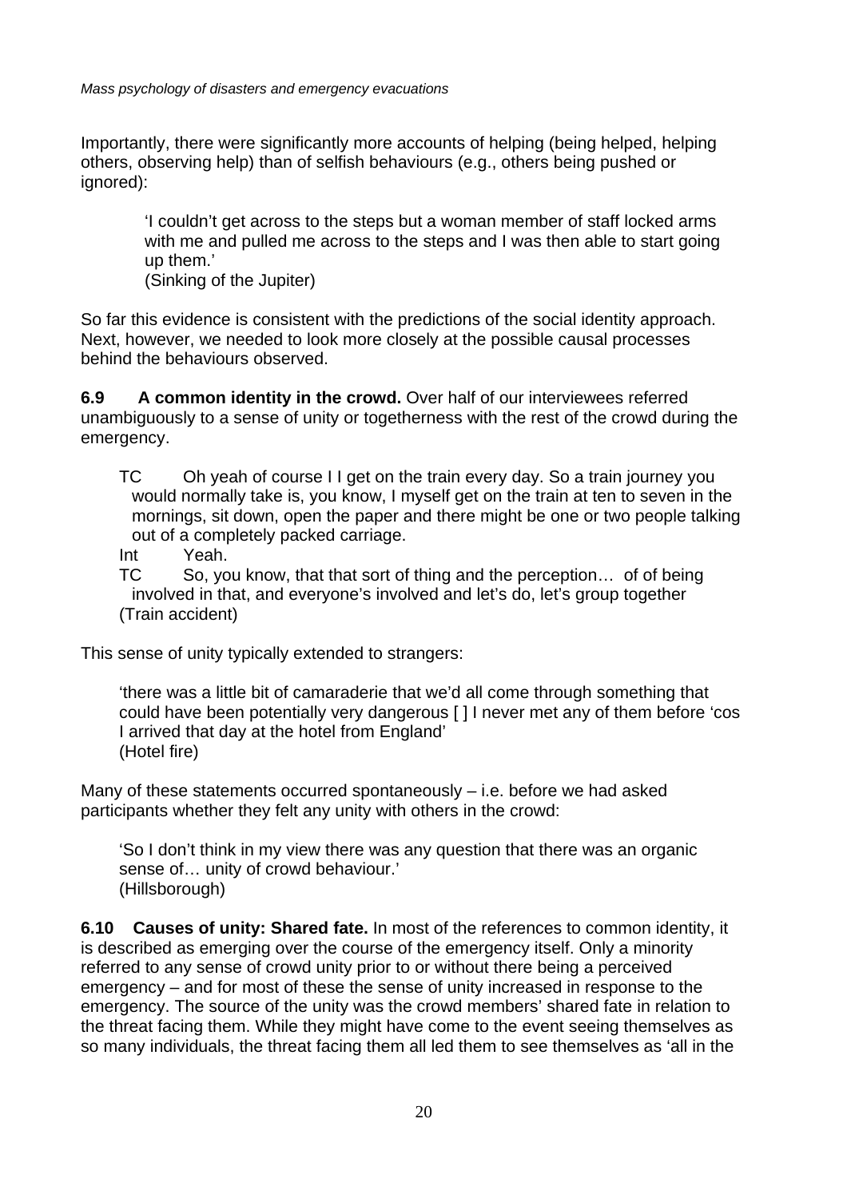Importantly, there were significantly more accounts of helping (being helped, helping others, observing help) than of selfish behaviours (e.g., others being pushed or ignored):

> 'I couldn't get across to the steps but a woman member of staff locked arms with me and pulled me across to the steps and I was then able to start going up them.'
> (Sinking of the Jupiter)

So far this evidence is consistent with the predictions of the social identity approach. Next, however, we needed to look more closely at the possible causal processes behind the behaviours observed.

**6.9 A common identity in the crowd.** Over half of our interviewees referred unambiguously to a sense of unity or togetherness with the rest of the crowd during the emergency.

> TC Oh yeah of course I I get on the train every day. So a train journey you would normally take is, you know, I myself get on the train at ten to seven in the mornings, sit down, open the paper and there might be one or two people talking out of a completely packed carriage.
> Int Yeah.
> TC So, you know, that that sort of thing and the perception… of of being involved in that, and everyone's involved and let's do, let's group together
> (Train accident)

This sense of unity typically extended to strangers:

> 'there was a little bit of camaraderie that we'd all come through something that could have been potentially very dangerous [ ] I never met any of them before 'cos I arrived that day at the hotel from England'
> (Hotel fire)

Many of these statements occurred spontaneously – i.e. before we had asked participants whether they felt any unity with others in the crowd:

> 'So I don't think in my view there was any question that there was an organic sense of… unity of crowd behaviour.'
> (Hillsborough)

**6.10 Causes of unity: Shared fate.** In most of the references to common identity, it is described as emerging over the course of the emergency itself. Only a minority referred to any sense of crowd unity prior to or without there being a perceived emergency – and for most of these the sense of unity increased in response to the emergency. The source of the unity was the crowd members' shared fate in relation to the threat facing them. While they might have come to the event seeing themselves as so many individuals, the threat facing them all led them to see themselves as 'all in the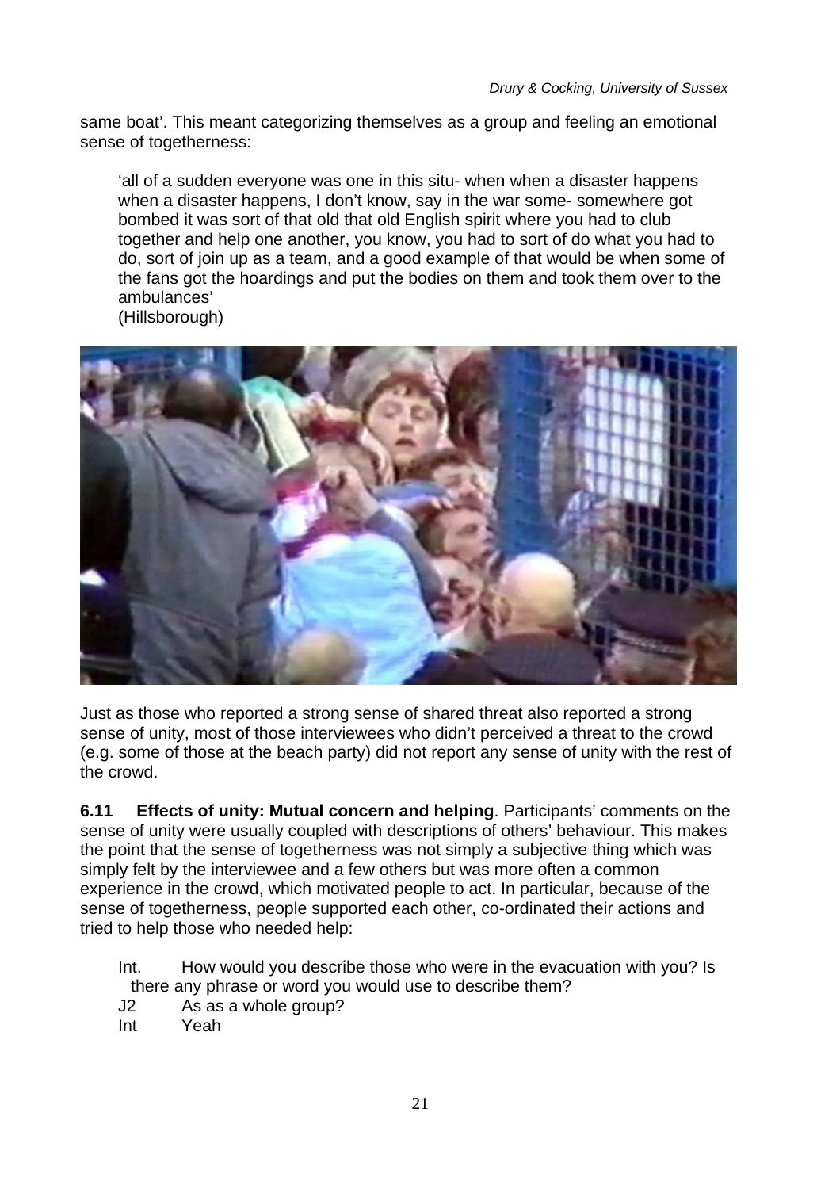same boat'. This meant categorizing themselves as a group and feeling an emotional sense of togetherness:

> 'all of a sudden everyone was one in this situ- when when a disaster happens when a disaster happens, I don't know, say in the war some- somewhere got bombed it was sort of that old that old English spirit where you had to club together and help one another, you know, you had to sort of do what you had to do, sort of join up as a team, and a good example of that would be when some of the fans got the hoardings and put the bodies on them and took them over to the ambulances'
> (Hillsborough)

Just as those who reported a strong sense of shared threat also reported a strong sense of unity, most of those interviewees who didn't perceived a threat to the crowd (e.g. some of those at the beach party) did not report any sense of unity with the rest of the crowd.

**6.11 Effects of unity: Mutual concern and helping**. Participants' comments on the sense of unity were usually coupled with descriptions of others' behaviour. This makes the point that the sense of togetherness was not simply a subjective thing which was simply felt by the interviewee and a few others but was more often a common experience in the crowd, which motivated people to act. In particular, because of the sense of togetherness, people supported each other, co-ordinated their actions and tried to help those who needed help:

> Int. How would you describe those who were in the evacuation with you? Is there any phrase or word you would use to describe them?
> J2 As as a whole group?
> Int Yeah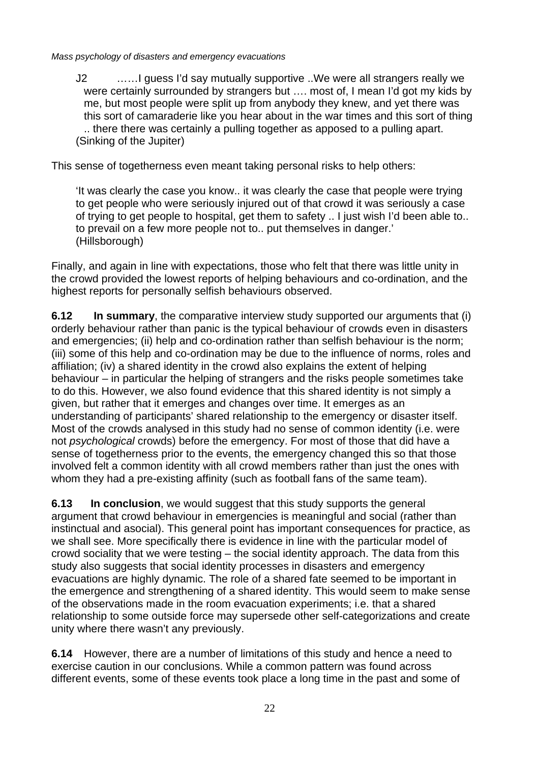J2 ……I guess I'd say mutually supportive ..We were all strangers really we were certainly surrounded by strangers but …. most of, I mean I'd got my kids by me, but most people were split up from anybody they knew, and yet there was this sort of camaraderie like you hear about in the war times and this sort of thing .. there there was certainly a pulling together as apposed to a pulling apart.
(Sinking of the Jupiter)

This sense of togetherness even meant taking personal risks to help others:

> 'It was clearly the case you know.. it was clearly the case that people were trying to get people who were seriously injured out of that crowd it was seriously a case of trying to get people to hospital, get them to safety .. I just wish I'd been able to.. to prevail on a few more people not to.. put themselves in danger.'
> (Hillsborough)

Finally, and again in line with expectations, those who felt that there was little unity in the crowd provided the lowest reports of helping behaviours and co-ordination, and the highest reports for personally selfish behaviours observed.

**6.12** **In summary**, the comparative interview study supported our arguments that (i) orderly behaviour rather than panic is the typical behaviour of crowds even in disasters and emergencies; (ii) help and co-ordination rather than selfish behaviour is the norm; (iii) some of this help and co-ordination may be due to the influence of norms, roles and affiliation; (iv) a shared identity in the crowd also explains the extent of helping behaviour – in particular the helping of strangers and the risks people sometimes take to do this. However, we also found evidence that this shared identity is not simply a given, but rather that it emerges and changes over time. It emerges as an understanding of participants' shared relationship to the emergency or disaster itself. Most of the crowds analysed in this study had no sense of common identity (i.e. were not *psychological* crowds) before the emergency. For most of those that did have a sense of togetherness prior to the events, the emergency changed this so that those involved felt a common identity with all crowd members rather than just the ones with whom they had a pre-existing affinity (such as football fans of the same team).

**6.13** **In conclusion**, we would suggest that this study supports the general argument that crowd behaviour in emergencies is meaningful and social (rather than instinctual and asocial). This general point has important consequences for practice, as we shall see. More specifically there is evidence in line with the particular model of crowd sociality that we were testing – the social identity approach. The data from this study also suggests that social identity processes in disasters and emergency evacuations are highly dynamic. The role of a shared fate seemed to be important in the emergence and strengthening of a shared identity. This would seem to make sense of the observations made in the room evacuation experiments; i.e. that a shared relationship to some outside force may supersede other self-categorizations and create unity where there wasn't any previously.

**6.14** However, there are a number of limitations of this study and hence a need to exercise caution in our conclusions. While a common pattern was found across different events, some of these events took place a long time in the past and some of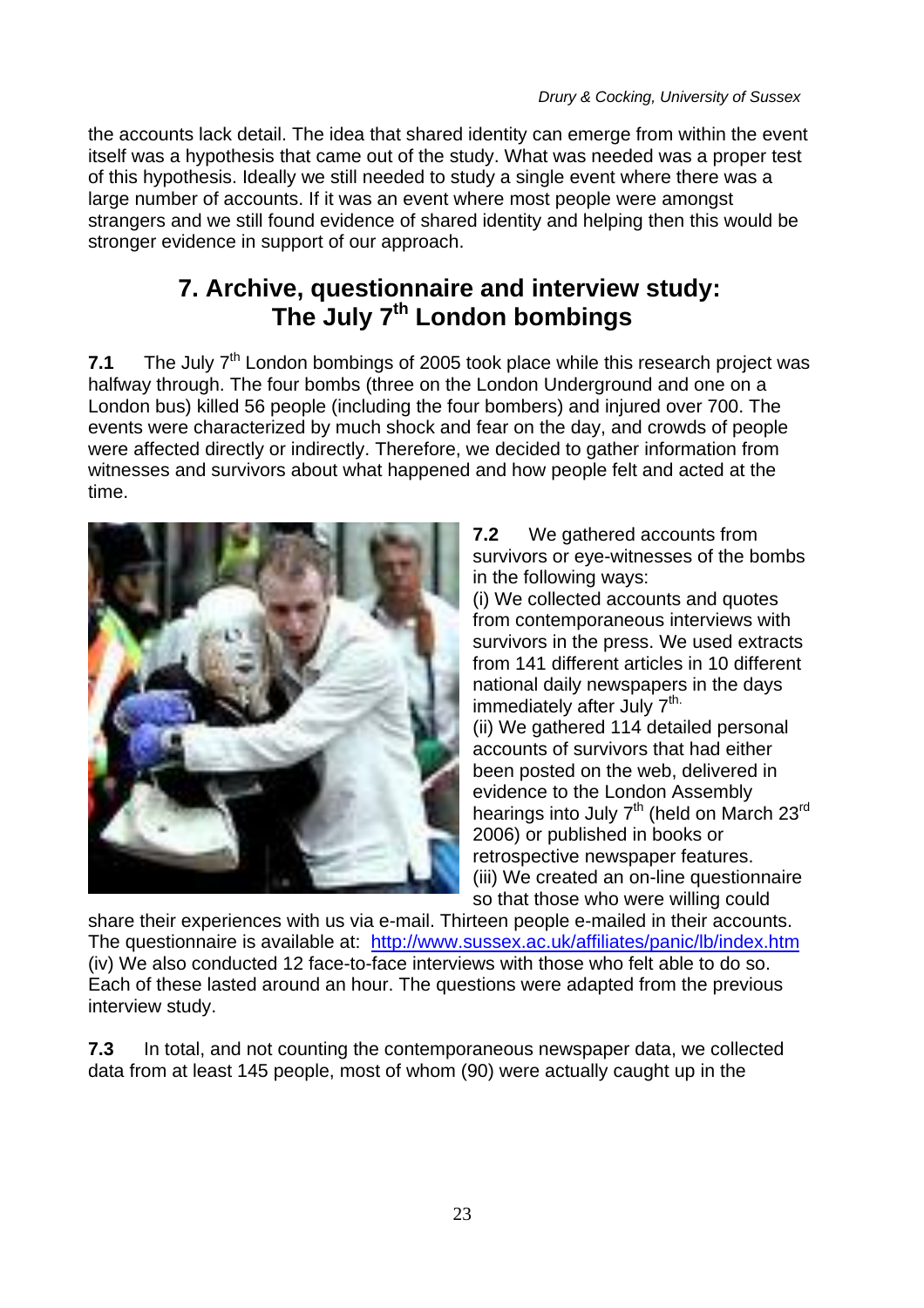the accounts lack detail. The idea that shared identity can emerge from within the event itself was a hypothesis that came out of the study. What was needed was a proper test of this hypothesis. Ideally we still needed to study a single event where there was a large number of accounts. If it was an event where most people were amongst strangers and we still found evidence of shared identity and helping then this would be stronger evidence in support of our approach.

## 7. Archive, questionnaire and interview study: The July 7th London bombings

**7.1** The July 7th London bombings of 2005 took place while this research project was halfway through. The four bombs (three on the London Underground and one on a London bus) killed 56 people (including the four bombers) and injured over 700. The events were characterized by much shock and fear on the day, and crowds of people were affected directly or indirectly. Therefore, we decided to gather information from witnesses and survivors about what happened and how people felt and acted at the time.

**7.2** We gathered accounts from survivors or eye-witnesses of the bombs in the following ways:

(i) We collected accounts and quotes from contemporaneous interviews with survivors in the press. We used extracts from 141 different articles in 10 different national daily newspapers in the days immediately after July 7th.

(ii) We gathered 114 detailed personal accounts of survivors that had either been posted on the web, delivered in evidence to the London Assembly hearings into July 7th (held on March 23rd 2006) or published in books or retrospective newspaper features.

(iii) We created an on-line questionnaire so that those who were willing could share their experiences with us via e-mail. Thirteen people e-mailed in their accounts. The questionnaire is available at: http://www.sussex.ac.uk/affiliates/panic/lb/index.htm

(iv) We also conducted 12 face-to-face interviews with those who felt able to do so. Each of these lasted around an hour. The questions were adapted from the previous interview study.

**7.3** In total, and not counting the contemporaneous newspaper data, we collected data from at least 145 people, most of whom (90) were actually caught up in the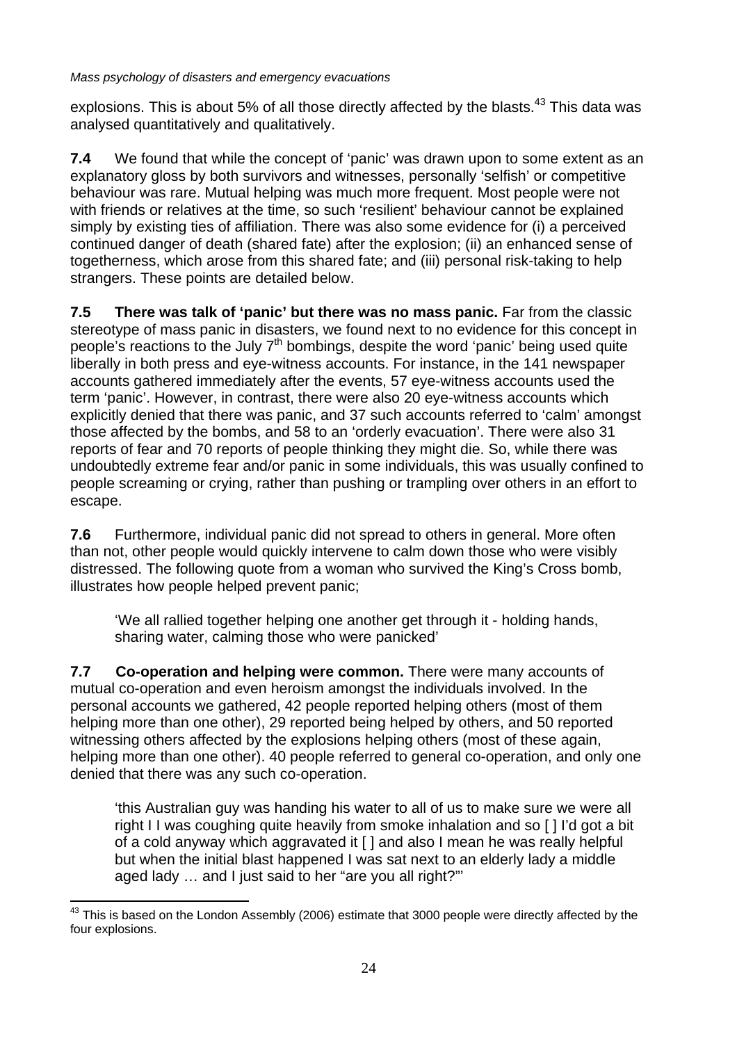explosions. This is about 5% of all those directly affected by the blasts.[43] This data was analysed quantitatively and qualitatively.

**7.4** We found that while the concept of 'panic' was drawn upon to some extent as an explanatory gloss by both survivors and witnesses, personally 'selfish' or competitive behaviour was rare. Mutual helping was much more frequent. Most people were not with friends or relatives at the time, so such 'resilient' behaviour cannot be explained simply by existing ties of affiliation. There was also some evidence for (i) a perceived continued danger of death (shared fate) after the explosion; (ii) an enhanced sense of togetherness, which arose from this shared fate; and (iii) personal risk-taking to help strangers. These points are detailed below.

**7.5 There was talk of 'panic' but there was no mass panic.** Far from the classic stereotype of mass panic in disasters, we found next to no evidence for this concept in people's reactions to the July 7th bombings, despite the word 'panic' being used quite liberally in both press and eye-witness accounts. For instance, in the 141 newspaper accounts gathered immediately after the events, 57 eye-witness accounts used the term 'panic'. However, in contrast, there were also 20 eye-witness accounts which explicitly denied that there was panic, and 37 such accounts referred to 'calm' amongst those affected by the bombs, and 58 to an 'orderly evacuation'. There were also 31 reports of fear and 70 reports of people thinking they might die. So, while there was undoubtedly extreme fear and/or panic in some individuals, this was usually confined to people screaming or crying, rather than pushing or trampling over others in an effort to escape.

**7.6** Furthermore, individual panic did not spread to others in general. More often than not, other people would quickly intervene to calm down those who were visibly distressed. The following quote from a woman who survived the King's Cross bomb, illustrates how people helped prevent panic;

> 'We all rallied together helping one another get through it - holding hands, sharing water, calming those who were panicked'

**7.7 Co-operation and helping were common.** There were many accounts of mutual co-operation and even heroism amongst the individuals involved. In the personal accounts we gathered, 42 people reported helping others (most of them helping more than one other), 29 reported being helped by others, and 50 reported witnessing others affected by the explosions helping others (most of these again, helping more than one other). 40 people referred to general co-operation, and only one denied that there was any such co-operation.

> 'this Australian guy was handing his water to all of us to make sure we were all right I I was coughing quite heavily from smoke inhalation and so [ ] I'd got a bit of a cold anyway which aggravated it [ ] and also I mean he was really helpful but when the initial blast happened I was sat next to an elderly lady a middle aged lady … and I just said to her "are you all right?"'

[43] This is based on the London Assembly (2006) estimate that 3000 people were directly affected by the four explosions.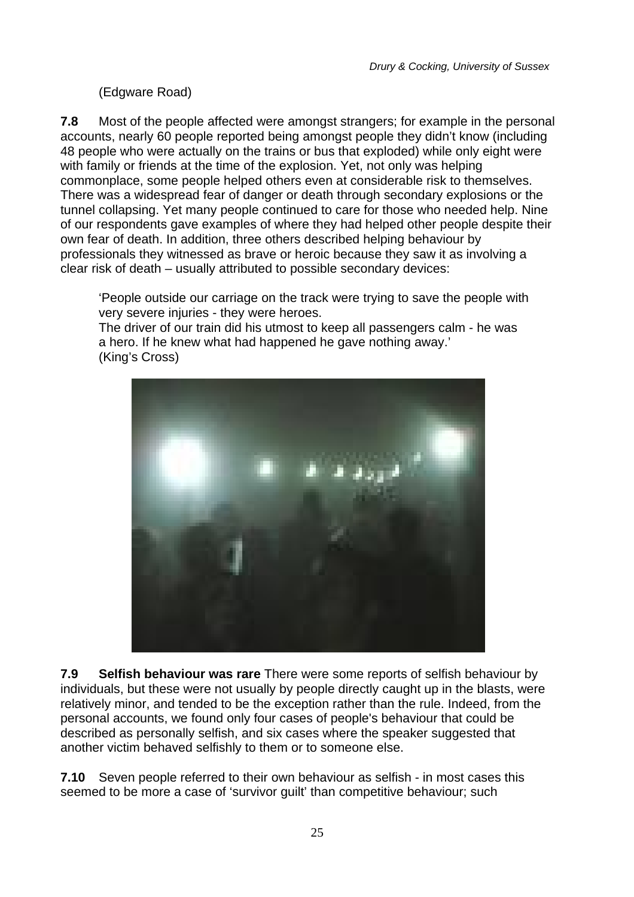(Edgware Road)

**7.8** Most of the people affected were amongst strangers; for example in the personal accounts, nearly 60 people reported being amongst people they didn't know (including 48 people who were actually on the trains or bus that exploded) while only eight were with family or friends at the time of the explosion. Yet, not only was helping commonplace, some people helped others even at considerable risk to themselves. There was a widespread fear of danger or death through secondary explosions or the tunnel collapsing. Yet many people continued to care for those who needed help. Nine of our respondents gave examples of where they had helped other people despite their own fear of death. In addition, three others described helping behaviour by professionals they witnessed as brave or heroic because they saw it as involving a clear risk of death – usually attributed to possible secondary devices:

> 'People outside our carriage on the track were trying to save the people with very severe injuries - they were heroes.
> The driver of our train did his utmost to keep all passengers calm - he was a hero. If he knew what had happened he gave nothing away.'
> (King's Cross)

**7.9 Selfish behaviour was rare** There were some reports of selfish behaviour by individuals, but these were not usually by people directly caught up in the blasts, were relatively minor, and tended to be the exception rather than the rule. Indeed, from the personal accounts, we found only four cases of people's behaviour that could be described as personally selfish, and six cases where the speaker suggested that another victim behaved selfishly to them or to someone else.

**7.10** Seven people referred to their own behaviour as selfish - in most cases this seemed to be more a case of 'survivor guilt' than competitive behaviour; such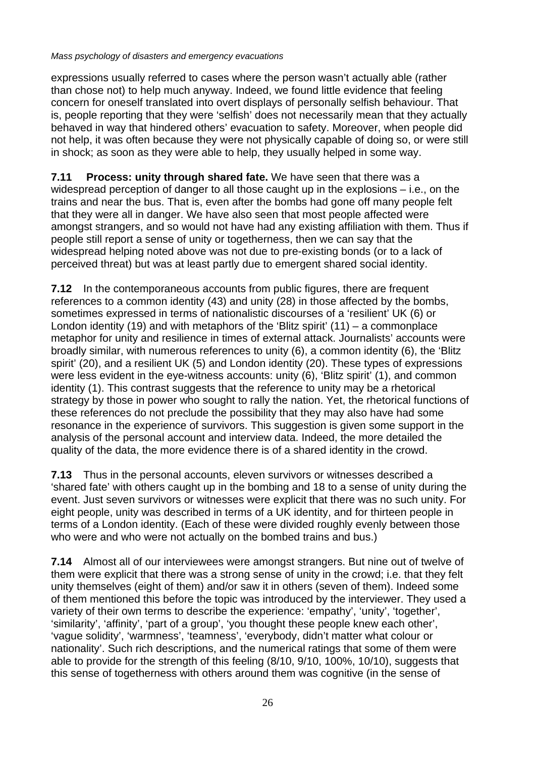expressions usually referred to cases where the person wasn't actually able (rather than chose not) to help much anyway. Indeed, we found little evidence that feeling concern for oneself translated into overt displays of personally selfish behaviour. That is, people reporting that they were 'selfish' does not necessarily mean that they actually behaved in way that hindered others' evacuation to safety. Moreover, when people did not help, it was often because they were not physically capable of doing so, or were still in shock; as soon as they were able to help, they usually helped in some way.

**7.11 Process: unity through shared fate.** We have seen that there was a widespread perception of danger to all those caught up in the explosions – i.e., on the trains and near the bus. That is, even after the bombs had gone off many people felt that they were all in danger. We have also seen that most people affected were amongst strangers, and so would not have had any existing affiliation with them. Thus if people still report a sense of unity or togetherness, then we can say that the widespread helping noted above was not due to pre-existing bonds (or to a lack of perceived threat) but was at least partly due to emergent shared social identity.

**7.12** In the contemporaneous accounts from public figures, there are frequent references to a common identity (43) and unity (28) in those affected by the bombs, sometimes expressed in terms of nationalistic discourses of a 'resilient' UK (6) or London identity (19) and with metaphors of the 'Blitz spirit' (11) – a commonplace metaphor for unity and resilience in times of external attack. Journalists' accounts were broadly similar, with numerous references to unity (6), a common identity (6), the 'Blitz spirit' (20), and a resilient UK (5) and London identity (20). These types of expressions were less evident in the eye-witness accounts: unity (6), 'Blitz spirit' (1), and common identity (1). This contrast suggests that the reference to unity may be a rhetorical strategy by those in power who sought to rally the nation. Yet, the rhetorical functions of these references do not preclude the possibility that they may also have had some resonance in the experience of survivors. This suggestion is given some support in the analysis of the personal account and interview data. Indeed, the more detailed the quality of the data, the more evidence there is of a shared identity in the crowd.

**7.13** Thus in the personal accounts, eleven survivors or witnesses described a 'shared fate' with others caught up in the bombing and 18 to a sense of unity during the event. Just seven survivors or witnesses were explicit that there was no such unity. For eight people, unity was described in terms of a UK identity, and for thirteen people in terms of a London identity. (Each of these were divided roughly evenly between those who were and who were not actually on the bombed trains and bus.)

**7.14** Almost all of our interviewees were amongst strangers. But nine out of twelve of them were explicit that there was a strong sense of unity in the crowd; i.e. that they felt unity themselves (eight of them) and/or saw it in others (seven of them). Indeed some of them mentioned this before the topic was introduced by the interviewer. They used a variety of their own terms to describe the experience: 'empathy', 'unity', 'together', 'similarity', 'affinity', 'part of a group', 'you thought these people knew each other', 'vague solidity', 'warmness', 'teamness', 'everybody, didn't matter what colour or nationality'. Such rich descriptions, and the numerical ratings that some of them were able to provide for the strength of this feeling (8/10, 9/10, 100%, 10/10), suggests that this sense of togetherness with others around them was cognitive (in the sense of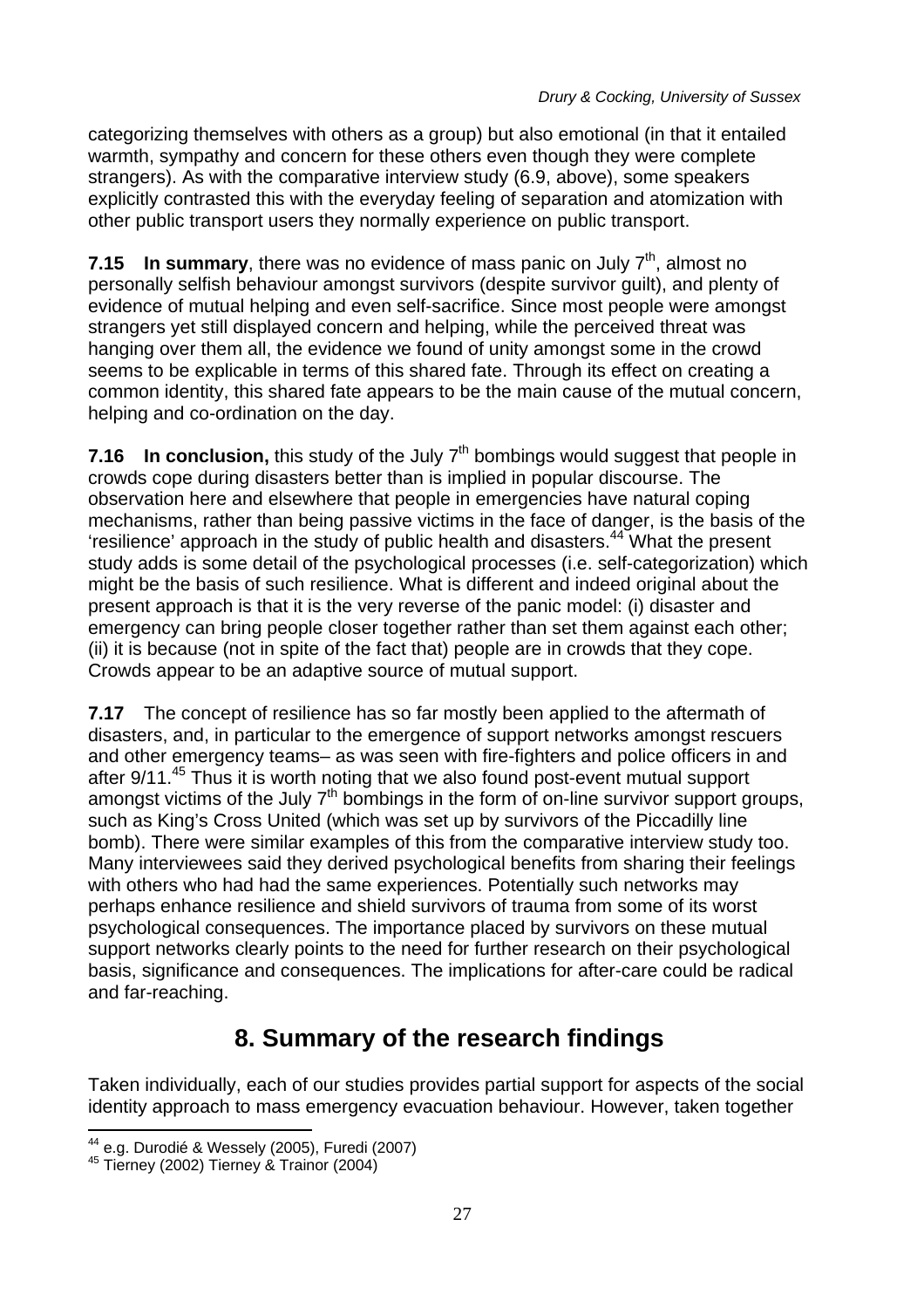categorizing themselves with others as a group) but also emotional (in that it entailed warmth, sympathy and concern for these others even though they were complete strangers). As with the comparative interview study (6.9, above), some speakers explicitly contrasted this with the everyday feeling of separation and atomization with other public transport users they normally experience on public transport.

**7.15 In summary**, there was no evidence of mass panic on July 7th, almost no personally selfish behaviour amongst survivors (despite survivor guilt), and plenty of evidence of mutual helping and even self-sacrifice. Since most people were amongst strangers yet still displayed concern and helping, while the perceived threat was hanging over them all, the evidence we found of unity amongst some in the crowd seems to be explicable in terms of this shared fate. Through its effect on creating a common identity, this shared fate appears to be the main cause of the mutual concern, helping and co-ordination on the day.

**7.16 In conclusion,** this study of the July 7th bombings would suggest that people in crowds cope during disasters better than is implied in popular discourse. The observation here and elsewhere that people in emergencies have natural coping mechanisms, rather than being passive victims in the face of danger, is the basis of the 'resilience' approach in the study of public health and disasters.[44] What the present study adds is some detail of the psychological processes (i.e. self-categorization) which might be the basis of such resilience. What is different and indeed original about the present approach is that it is the very reverse of the panic model: (i) disaster and emergency can bring people closer together rather than set them against each other; (ii) it is because (not in spite of the fact that) people are in crowds that they cope. Crowds appear to be an adaptive source of mutual support.

**7.17** The concept of resilience has so far mostly been applied to the aftermath of disasters, and, in particular to the emergence of support networks amongst rescuers and other emergency teams– as was seen with fire-fighters and police officers in and after 9/11.[45] Thus it is worth noting that we also found post-event mutual support amongst victims of the July 7th bombings in the form of on-line survivor support groups, such as King's Cross United (which was set up by survivors of the Piccadilly line bomb). There were similar examples of this from the comparative interview study too. Many interviewees said they derived psychological benefits from sharing their feelings with others who had had the same experiences. Potentially such networks may perhaps enhance resilience and shield survivors of trauma from some of its worst psychological consequences. The importance placed by survivors on these mutual support networks clearly points to the need for further research on their psychological basis, significance and consequences. The implications for after-care could be radical and far-reaching.

## 8. Summary of the research findings

Taken individually, each of our studies provides partial support for aspects of the social identity approach to mass emergency evacuation behaviour. However, taken together

[44] e.g. Durodié & Wessely (2005), Furedi (2007)

[45] Tierney (2002) Tierney & Trainor (2004)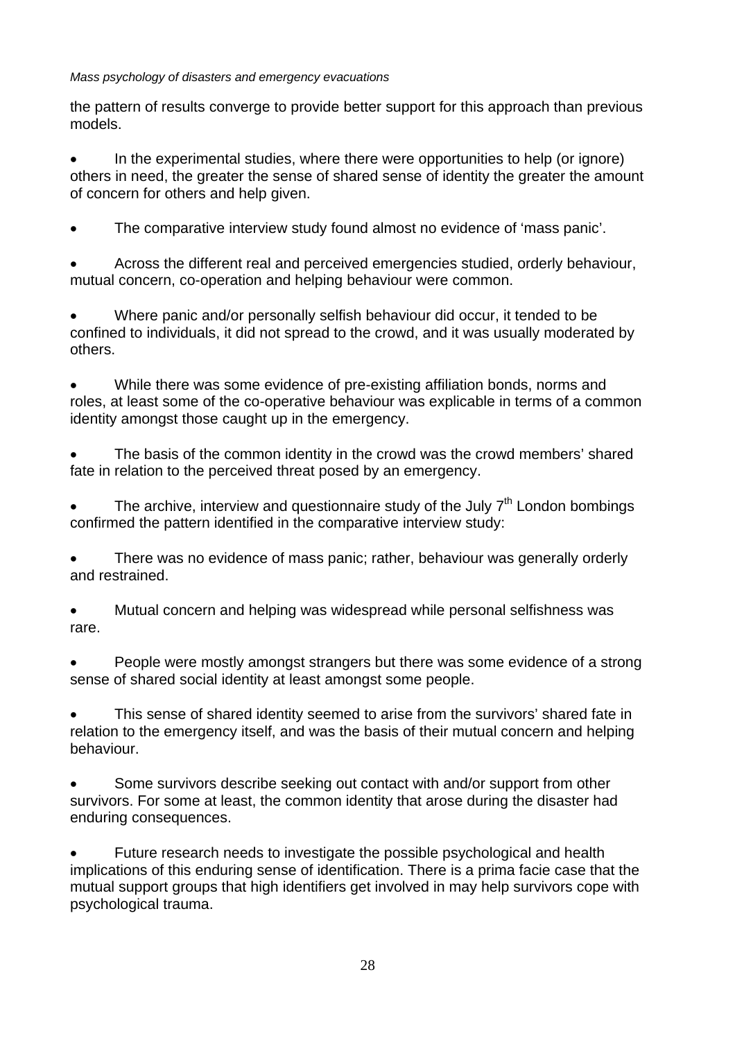the pattern of results converge to provide better support for this approach than previous models.

- In the experimental studies, where there were opportunities to help (or ignore) others in need, the greater the sense of shared sense of identity the greater the amount of concern for others and help given.

- The comparative interview study found almost no evidence of 'mass panic'.

- Across the different real and perceived emergencies studied, orderly behaviour, mutual concern, co-operation and helping behaviour were common.

- Where panic and/or personally selfish behaviour did occur, it tended to be confined to individuals, it did not spread to the crowd, and it was usually moderated by others.

- While there was some evidence of pre-existing affiliation bonds, norms and roles, at least some of the co-operative behaviour was explicable in terms of a common identity amongst those caught up in the emergency.

- The basis of the common identity in the crowd was the crowd members' shared fate in relation to the perceived threat posed by an emergency.

- The archive, interview and questionnaire study of the July 7th London bombings confirmed the pattern identified in the comparative interview study:

- There was no evidence of mass panic; rather, behaviour was generally orderly and restrained.

- Mutual concern and helping was widespread while personal selfishness was rare.

- People were mostly amongst strangers but there was some evidence of a strong sense of shared social identity at least amongst some people.

- This sense of shared identity seemed to arise from the survivors' shared fate in relation to the emergency itself, and was the basis of their mutual concern and helping behaviour.

- Some survivors describe seeking out contact with and/or support from other survivors. For some at least, the common identity that arose during the disaster had enduring consequences.

- Future research needs to investigate the possible psychological and health implications of this enduring sense of identification. There is a prima facie case that the mutual support groups that high identifiers get involved in may help survivors cope with psychological trauma.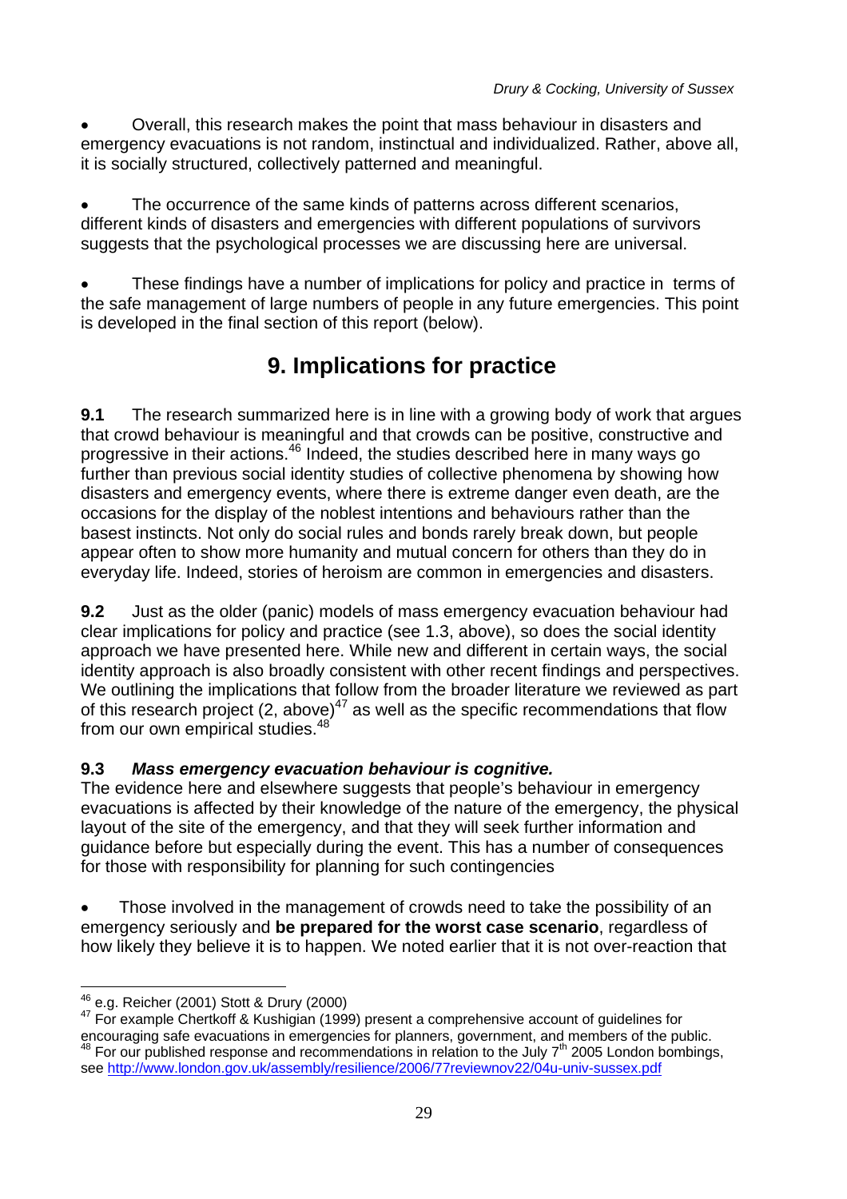- Overall, this research makes the point that mass behaviour in disasters and emergency evacuations is not random, instinctual and individualized. Rather, above all, it is socially structured, collectively patterned and meaningful.

- The occurrence of the same kinds of patterns across different scenarios, different kinds of disasters and emergencies with different populations of survivors suggests that the psychological processes we are discussing here are universal.

- These findings have a number of implications for policy and practice in terms of the safe management of large numbers of people in any future emergencies. This point is developed in the final section of this report (below).

# 9. Implications for practice

**9.1** The research summarized here is in line with a growing body of work that argues that crowd behaviour is meaningful and that crowds can be positive, constructive and progressive in their actions.[46] Indeed, the studies described here in many ways go further than previous social identity studies of collective phenomena by showing how disasters and emergency events, where there is extreme danger even death, are the occasions for the display of the noblest intentions and behaviours rather than the basest instincts. Not only do social rules and bonds rarely break down, but people appear often to show more humanity and mutual concern for others than they do in everyday life. Indeed, stories of heroism are common in emergencies and disasters.

**9.2** Just as the older (panic) models of mass emergency evacuation behaviour had clear implications for policy and practice (see 1.3, above), so does the social identity approach we have presented here. While new and different in certain ways, the social identity approach is also broadly consistent with other recent findings and perspectives. We outlining the implications that follow from the broader literature we reviewed as part of this research project (2, above)[47] as well as the specific recommendations that flow from our own empirical studies.[48]

**9.3** ***Mass emergency evacuation behaviour is cognitive.***

The evidence here and elsewhere suggests that people's behaviour in emergency evacuations is affected by their knowledge of the nature of the emergency, the physical layout of the site of the emergency, and that they will seek further information and guidance before but especially during the event. This has a number of consequences for those with responsibility for planning for such contingencies

- Those involved in the management of crowds need to take the possibility of an emergency seriously and **be prepared for the worst case scenario**, regardless of how likely they believe it is to happen. We noted earlier that it is not over-reaction that

---

[46] e.g. Reicher (2001) Stott & Drury (2000)

[47] For example Chertkoff & Kushigian (1999) present a comprehensive account of guidelines for encouraging safe evacuations in emergencies for planners, government, and members of the public.

[48] For our published response and recommendations in relation to the July 7th 2005 London bombings, see http://www.london.gov.uk/assembly/resilience/2006/77reviewnov22/04u-univ-sussex.pdf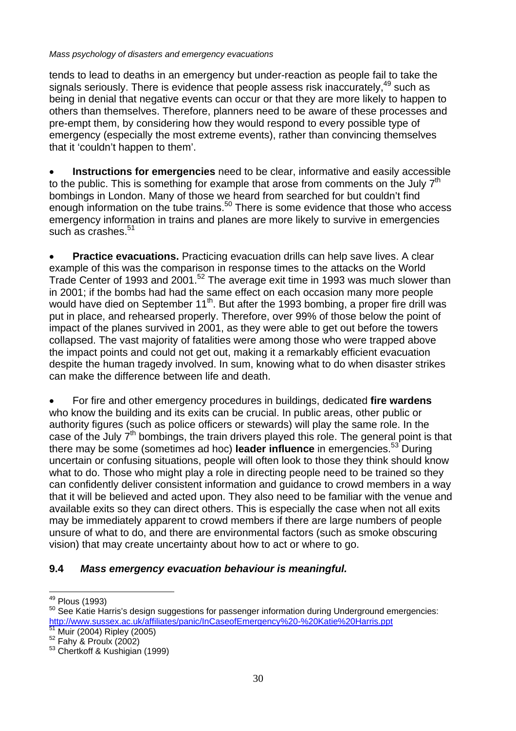tends to lead to deaths in an emergency but under-reaction as people fail to take the signals seriously. There is evidence that people assess risk inaccurately,[49] such as being in denial that negative events can occur or that they are more likely to happen to others than themselves. Therefore, planners need to be aware of these processes and pre-empt them, by considering how they would respond to every possible type of emergency (especially the most extreme events), rather than convincing themselves that it 'couldn't happen to them'.

- **Instructions for emergencies** need to be clear, informative and easily accessible to the public. This is something for example that arose from comments on the July 7th bombings in London. Many of those we heard from searched for but couldn't find enough information on the tube trains.[50] There is some evidence that those who access emergency information in trains and planes are more likely to survive in emergencies such as crashes.[51]

- **Practice evacuations.** Practicing evacuation drills can help save lives. A clear example of this was the comparison in response times to the attacks on the World Trade Center of 1993 and 2001.[52] The average exit time in 1993 was much slower than in 2001; if the bombs had had the same effect on each occasion many more people would have died on September 11th. But after the 1993 bombing, a proper fire drill was put in place, and rehearsed properly. Therefore, over 99% of those below the point of impact of the planes survived in 2001, as they were able to get out before the towers collapsed. The vast majority of fatalities were among those who were trapped above the impact points and could not get out, making it a remarkably efficient evacuation despite the human tragedy involved. In sum, knowing what to do when disaster strikes can make the difference between life and death.

- For fire and other emergency procedures in buildings, dedicated **fire wardens** who know the building and its exits can be crucial. In public areas, other public or authority figures (such as police officers or stewards) will play the same role. In the case of the July 7th bombings, the train drivers played this role. The general point is that there may be some (sometimes ad hoc) **leader influence** in emergencies.[53] During uncertain or confusing situations, people will often look to those they think should know what to do. Those who might play a role in directing people need to be trained so they can confidently deliver consistent information and guidance to crowd members in a way that it will be believed and acted upon. They also need to be familiar with the venue and available exits so they can direct others. This is especially the case when not all exits may be immediately apparent to crowd members if there are large numbers of people unsure of what to do, and there are environmental factors (such as smoke obscuring vision) that may create uncertainty about how to act or where to go.

### 9.4 *Mass emergency evacuation behaviour is meaningful.*

---

[49] Plous (1993)

[50] See Katie Harris's design suggestions for passenger information during Underground emergencies: http://www.sussex.ac.uk/affiliates/panic/InCaseofEmergency%20-%20Katie%20Harris.ppt

[51] Muir (2004) Ripley (2005)

[52] Fahy & Proulx (2002)

[53] Chertkoff & Kushigian (1999)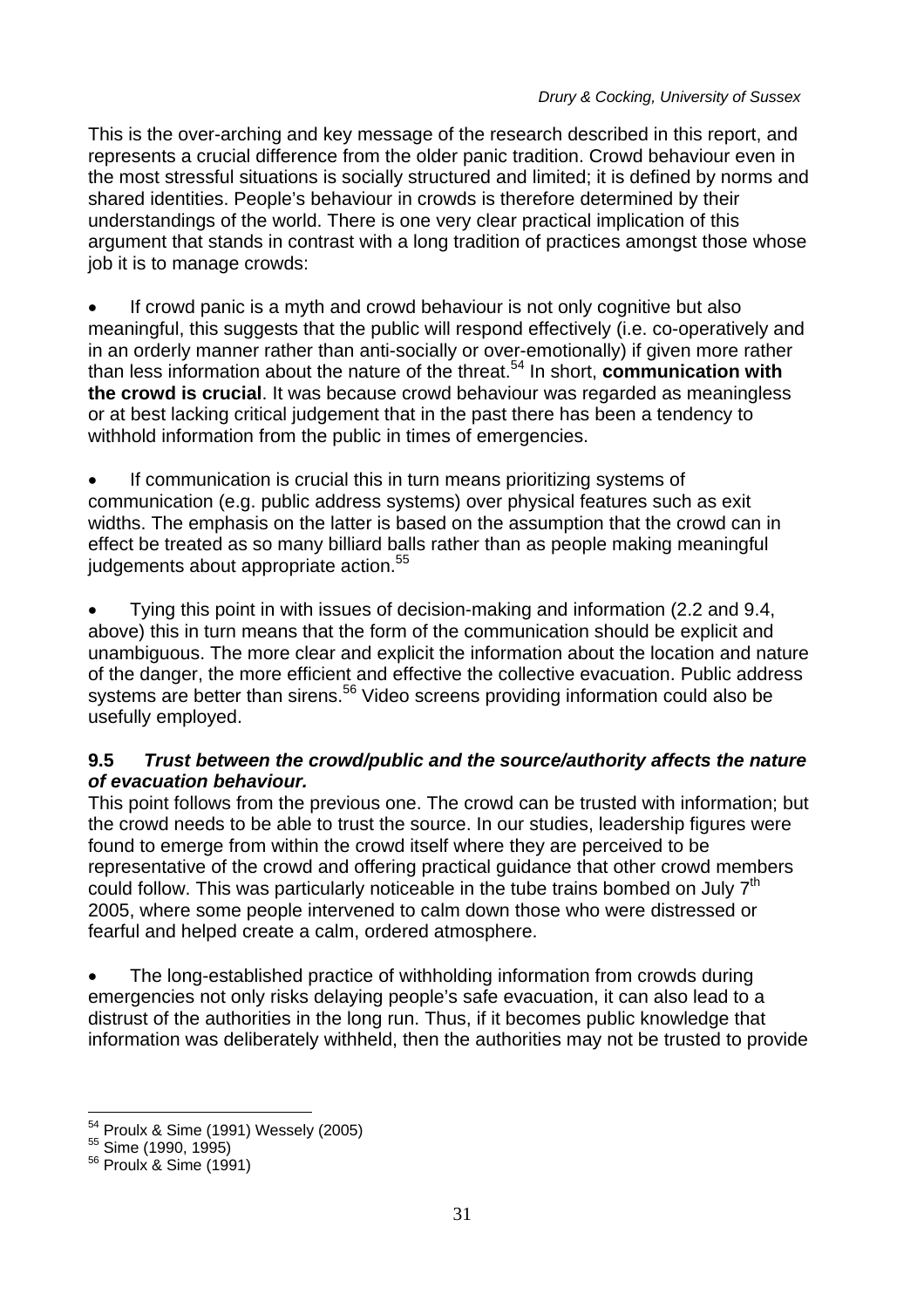This is the over-arching and key message of the research described in this report, and represents a crucial difference from the older panic tradition. Crowd behaviour even in the most stressful situations is socially structured and limited; it is defined by norms and shared identities. People's behaviour in crowds is therefore determined by their understandings of the world. There is one very clear practical implication of this argument that stands in contrast with a long tradition of practices amongst those whose job it is to manage crowds:

- If crowd panic is a myth and crowd behaviour is not only cognitive but also meaningful, this suggests that the public will respond effectively (i.e. co-operatively and in an orderly manner rather than anti-socially or over-emotionally) if given more rather than less information about the nature of the threat.[54] In short, **communication with the crowd is crucial**. It was because crowd behaviour was regarded as meaningless or at best lacking critical judgement that in the past there has been a tendency to withhold information from the public in times of emergencies.

- If communication is crucial this in turn means prioritizing systems of communication (e.g. public address systems) over physical features such as exit widths. The emphasis on the latter is based on the assumption that the crowd can in effect be treated as so many billiard balls rather than as people making meaningful judgements about appropriate action.[55]

- Tying this point in with issues of decision-making and information (2.2 and 9.4, above) this in turn means that the form of the communication should be explicit and unambiguous. The more clear and explicit the information about the location and nature of the danger, the more efficient and effective the collective evacuation. Public address systems are better than sirens.[56] Video screens providing information could also be usefully employed.

### 9.5 *Trust between the crowd/public and the source/authority affects the nature of evacuation behaviour.*

This point follows from the previous one. The crowd can be trusted with information; but the crowd needs to be able to trust the source. In our studies, leadership figures were found to emerge from within the crowd itself where they are perceived to be representative of the crowd and offering practical guidance that other crowd members could follow. This was particularly noticeable in the tube trains bombed on July 7th 2005, where some people intervened to calm down those who were distressed or fearful and helped create a calm, ordered atmosphere.

- The long-established practice of withholding information from crowds during emergencies not only risks delaying people's safe evacuation, it can also lead to a distrust of the authorities in the long run. Thus, if it becomes public knowledge that information was deliberately withheld, then the authorities may not be trusted to provide

---

[54] Proulx & Sime (1991) Wessely (2005)

[55] Sime (1990, 1995)

[56] Proulx & Sime (1991)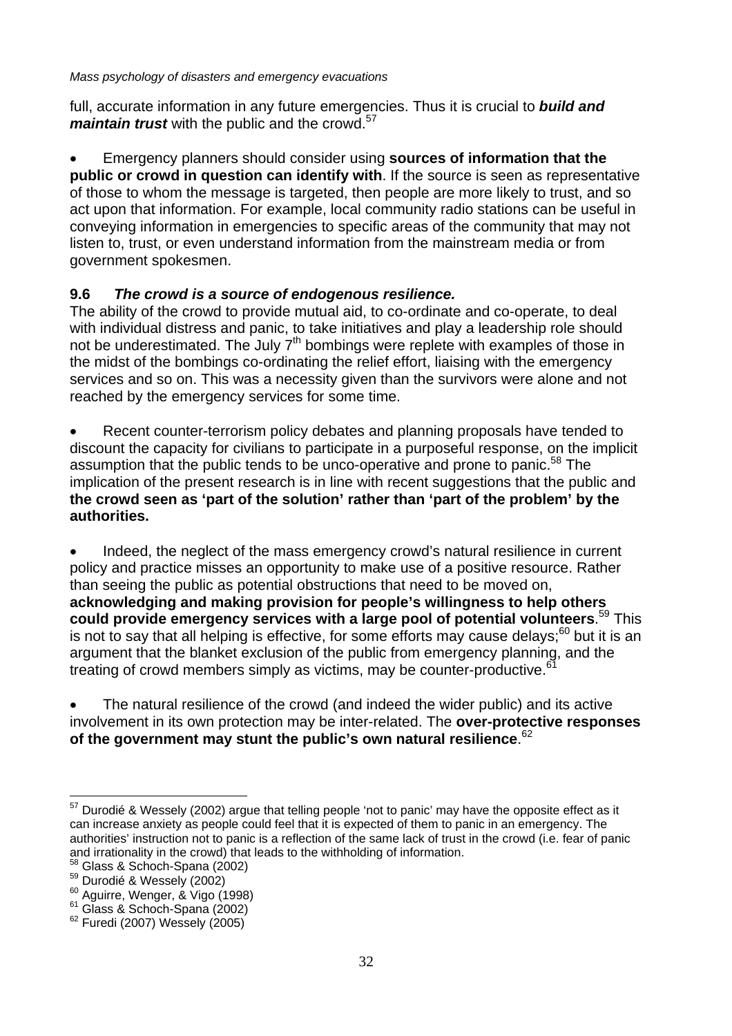full, accurate information in any future emergencies. Thus it is crucial to ***build and maintain trust*** with the public and the crowd.[57]

- Emergency planners should consider using **sources of information that the public or crowd in question can identify with**. If the source is seen as representative of those to whom the message is targeted, then people are more likely to trust, and so act upon that information. For example, local community radio stations can be useful in conveying information in emergencies to specific areas of the community that may not listen to, trust, or even understand information from the mainstream media or from government spokesmen.

### 9.6 *The crowd is a source of endogenous resilience.*

The ability of the crowd to provide mutual aid, to co-ordinate and co-operate, to deal with individual distress and panic, to take initiatives and play a leadership role should not be underestimated. The July 7th bombings were replete with examples of those in the midst of the bombings co-ordinating the relief effort, liaising with the emergency services and so on. This was a necessity given than the survivors were alone and not reached by the emergency services for some time.

- Recent counter-terrorism policy debates and planning proposals have tended to discount the capacity for civilians to participate in a purposeful response, on the implicit assumption that the public tends to be unco-operative and prone to panic.[58] The implication of the present research is in line with recent suggestions that the public and **the crowd seen as 'part of the solution' rather than 'part of the problem' by the authorities.**

- Indeed, the neglect of the mass emergency crowd's natural resilience in current policy and practice misses an opportunity to make use of a positive resource. Rather than seeing the public as potential obstructions that need to be moved on, **acknowledging and making provision for people's willingness to help others could provide emergency services with a large pool of potential volunteers**.[59] This is not to say that all helping is effective, for some efforts may cause delays;[60] but it is an argument that the blanket exclusion of the public from emergency planning, and the treating of crowd members simply as victims, may be counter-productive.[61]

- The natural resilience of the crowd (and indeed the wider public) and its active involvement in its own protection may be inter-related. The **over-protective responses of the government may stunt the public's own natural resilience**.[62]

---

[57] Durodié & Wessely (2002) argue that telling people 'not to panic' may have the opposite effect as it can increase anxiety as people could feel that it is expected of them to panic in an emergency. The authorities' instruction not to panic is a reflection of the same lack of trust in the crowd (i.e. fear of panic and irrationality in the crowd) that leads to the withholding of information.

[58] Glass & Schoch-Spana (2002)

[59] Durodié & Wessely (2002)

[60] Aguirre, Wenger, & Vigo (1998)

[61] Glass & Schoch-Spana (2002)

[62] Furedi (2007) Wessely (2005)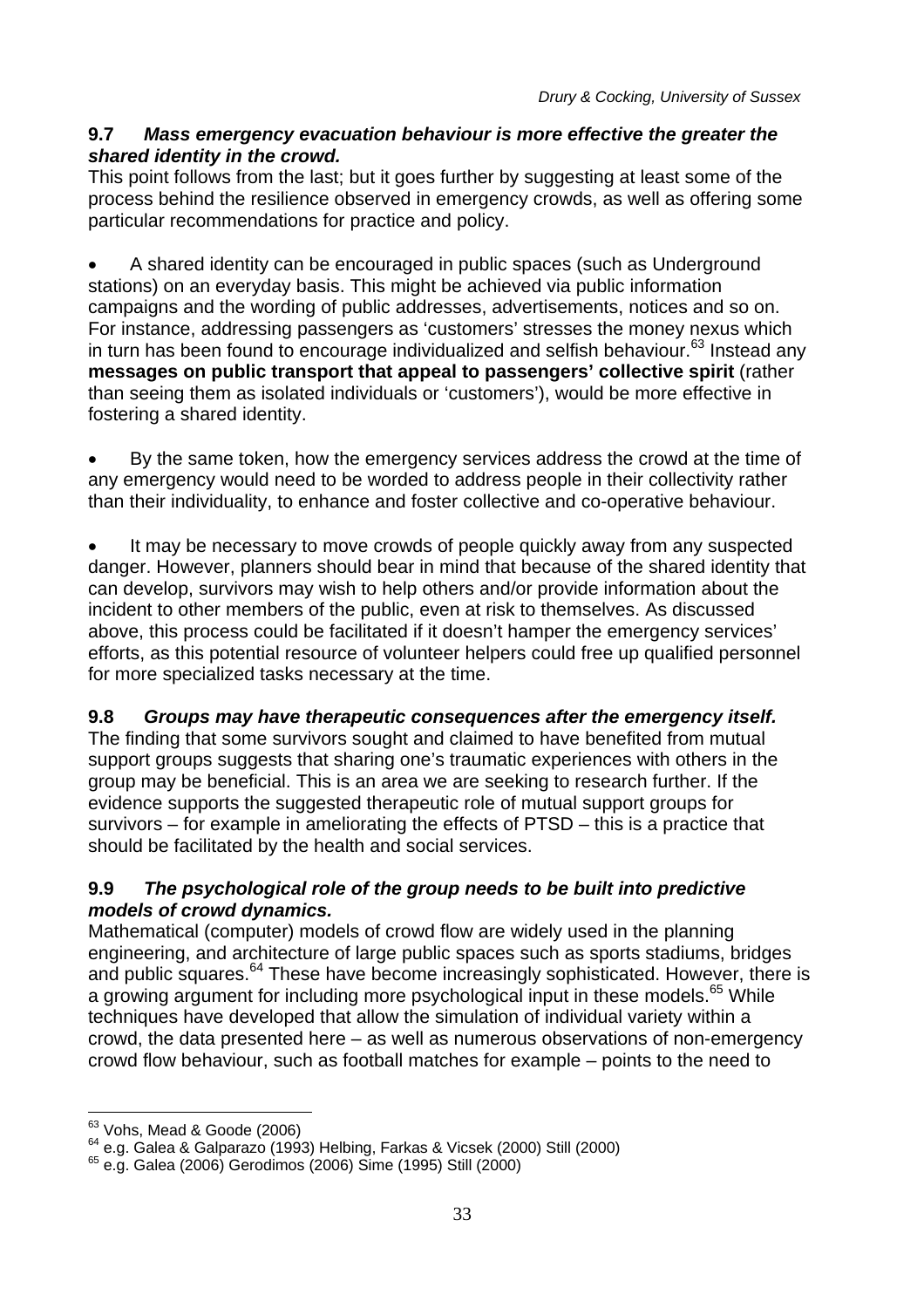**9.7 *Mass emergency evacuation behaviour is more effective the greater the shared identity in the crowd.***

This point follows from the last; but it goes further by suggesting at least some of the process behind the resilience observed in emergency crowds, as well as offering some particular recommendations for practice and policy.

- A shared identity can be encouraged in public spaces (such as Underground stations) on an everyday basis. This might be achieved via public information campaigns and the wording of public addresses, advertisements, notices and so on. For instance, addressing passengers as 'customers' stresses the money nexus which in turn has been found to encourage individualized and selfish behaviour.[63] Instead any **messages on public transport that appeal to passengers' collective spirit** (rather than seeing them as isolated individuals or 'customers'), would be more effective in fostering a shared identity.

- By the same token, how the emergency services address the crowd at the time of any emergency would need to be worded to address people in their collectivity rather than their individuality, to enhance and foster collective and co-operative behaviour.

- It may be necessary to move crowds of people quickly away from any suspected danger. However, planners should bear in mind that because of the shared identity that can develop, survivors may wish to help others and/or provide information about the incident to other members of the public, even at risk to themselves. As discussed above, this process could be facilitated if it doesn't hamper the emergency services' efforts, as this potential resource of volunteer helpers could free up qualified personnel for more specialized tasks necessary at the time.

**9.8 *Groups may have therapeutic consequences after the emergency itself.***

The finding that some survivors sought and claimed to have benefited from mutual support groups suggests that sharing one's traumatic experiences with others in the group may be beneficial. This is an area we are seeking to research further. If the evidence supports the suggested therapeutic role of mutual support groups for survivors – for example in ameliorating the effects of PTSD – this is a practice that should be facilitated by the health and social services.

**9.9 *The psychological role of the group needs to be built into predictive models of crowd dynamics.***

Mathematical (computer) models of crowd flow are widely used in the planning engineering, and architecture of large public spaces such as sports stadiums, bridges and public squares.[64] These have become increasingly sophisticated. However, there is a growing argument for including more psychological input in these models.[65] While techniques have developed that allow the simulation of individual variety within a crowd, the data presented here – as well as numerous observations of non-emergency crowd flow behaviour, such as football matches for example – points to the need to

---

[63] Vohs, Mead & Goode (2006)

[64] e.g. Galea & Galparazo (1993) Helbing, Farkas & Vicsek (2000) Still (2000)

[65] e.g. Galea (2006) Gerodimos (2006) Sime (1995) Still (2000)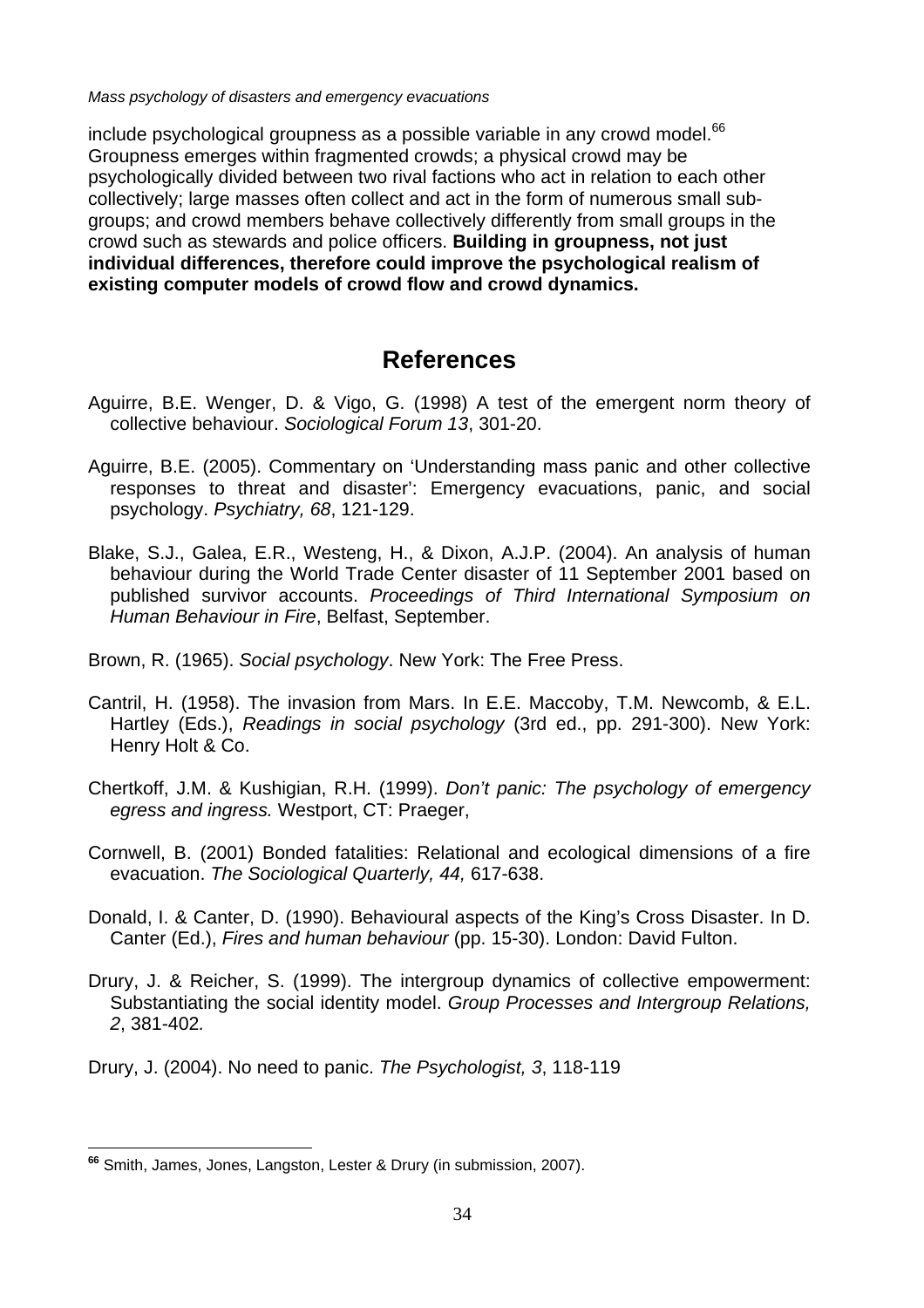include psychological groupness as a possible variable in any crowd model.[66] Groupness emerges within fragmented crowds; a physical crowd may be psychologically divided between two rival factions who act in relation to each other collectively; large masses often collect and act in the form of numerous small sub-groups; and crowd members behave collectively differently from small groups in the crowd such as stewards and police officers. **Building in groupness, not just individual differences, therefore could improve the psychological realism of existing computer models of crowd flow and crowd dynamics.**

## References

Aguirre, B.E. Wenger, D. & Vigo, G. (1998) A test of the emergent norm theory of collective behaviour. *Sociological Forum 13*, 301-20.

Aguirre, B.E. (2005). Commentary on 'Understanding mass panic and other collective responses to threat and disaster': Emergency evacuations, panic, and social psychology. *Psychiatry, 68*, 121-129.

Blake, S.J., Galea, E.R., Westeng, H., & Dixon, A.J.P. (2004). An analysis of human behaviour during the World Trade Center disaster of 11 September 2001 based on published survivor accounts. *Proceedings of Third International Symposium on Human Behaviour in Fire*, Belfast, September.

Brown, R. (1965). *Social psychology*. New York: The Free Press.

Cantril, H. (1958). The invasion from Mars. In E.E. Maccoby, T.M. Newcomb, & E.L. Hartley (Eds.), *Readings in social psychology* (3rd ed., pp. 291-300). New York: Henry Holt & Co.

Chertkoff, J.M. & Kushigian, R.H. (1999). *Don't panic: The psychology of emergency egress and ingress.* Westport, CT: Praeger,

Cornwell, B. (2001) Bonded fatalities: Relational and ecological dimensions of a fire evacuation. *The Sociological Quarterly, 44,* 617-638.

Donald, I. & Canter, D. (1990). Behavioural aspects of the King's Cross Disaster. In D. Canter (Ed.), *Fires and human behaviour* (pp. 15-30). London: David Fulton.

Drury, J. & Reicher, S. (1999). The intergroup dynamics of collective empowerment: Substantiating the social identity model. *Group Processes and Intergroup Relations, 2*, 381-402*.*

Drury, J. (2004). No need to panic. *The Psychologist, 3*, 118-119

---

[66] Smith, James, Jones, Langston, Lester & Drury (in submission, 2007).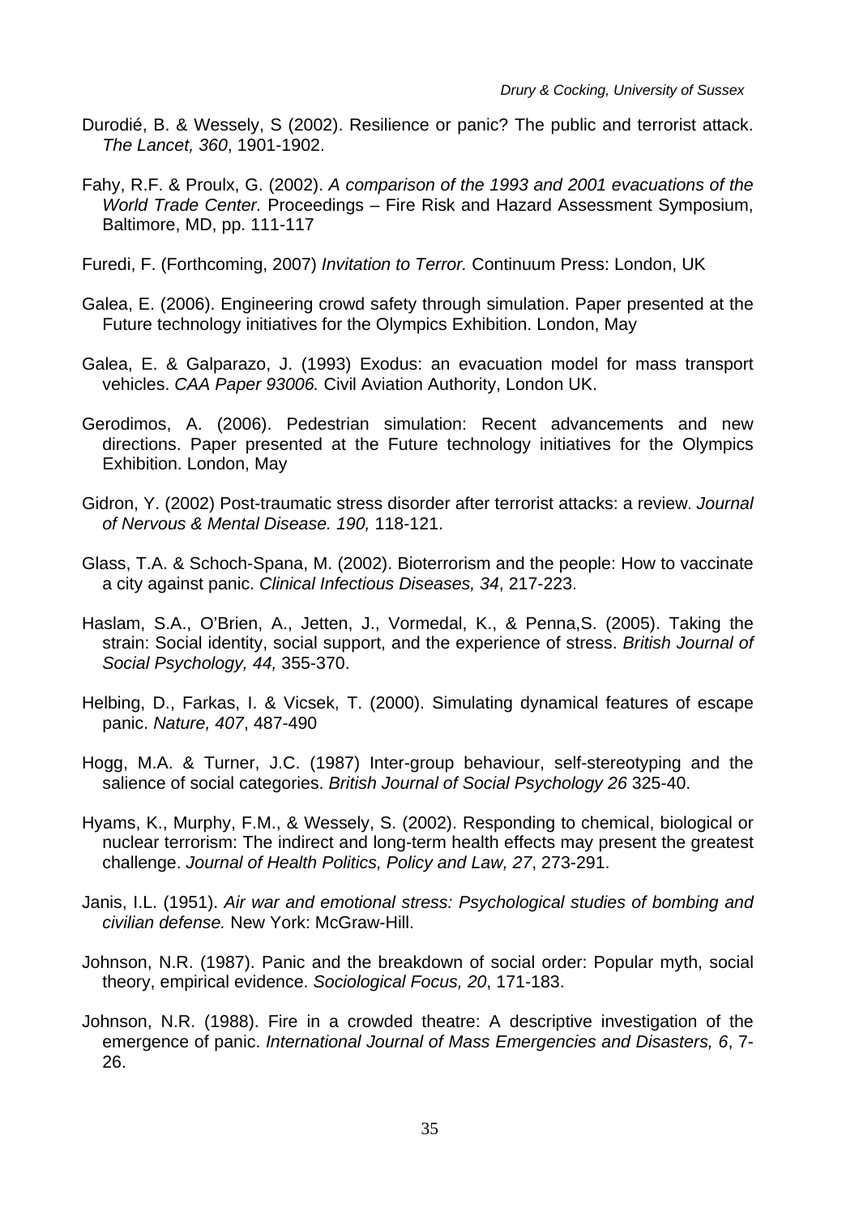Durodié, B. & Wessely, S (2002). Resilience or panic? The public and terrorist attack. *The Lancet, 360*, 1901-1902.

Fahy, R.F. & Proulx, G. (2002). *A comparison of the 1993 and 2001 evacuations of the World Trade Center.* Proceedings – Fire Risk and Hazard Assessment Symposium, Baltimore, MD, pp. 111-117

Furedi, F. (Forthcoming, 2007) *Invitation to Terror.* Continuum Press: London, UK

Galea, E. (2006). Engineering crowd safety through simulation. Paper presented at the Future technology initiatives for the Olympics Exhibition. London, May

Galea, E. & Galparazo, J. (1993) Exodus: an evacuation model for mass transport vehicles. *CAA Paper 93006.* Civil Aviation Authority, London UK.

Gerodimos, A. (2006). Pedestrian simulation: Recent advancements and new directions. Paper presented at the Future technology initiatives for the Olympics Exhibition. London, May

Gidron, Y. (2002) Post-traumatic stress disorder after terrorist attacks: a review. *Journal of Nervous & Mental Disease. 190,* 118-121.

Glass, T.A. & Schoch-Spana, M. (2002). Bioterrorism and the people: How to vaccinate a city against panic. *Clinical Infectious Diseases, 34*, 217-223.

Haslam, S.A., O'Brien, A., Jetten, J., Vormedal, K., & Penna,S. (2005). Taking the strain: Social identity, social support, and the experience of stress. *British Journal of Social Psychology, 44,* 355-370.

Helbing, D., Farkas, I. & Vicsek, T. (2000). Simulating dynamical features of escape panic. *Nature, 407*, 487-490

Hogg, M.A. & Turner, J.C. (1987) Inter-group behaviour, self-stereotyping and the salience of social categories. *British Journal of Social Psychology 26* 325-40.

Hyams, K., Murphy, F.M., & Wessely, S. (2002). Responding to chemical, biological or nuclear terrorism: The indirect and long-term health effects may present the greatest challenge. *Journal of Health Politics, Policy and Law, 27*, 273-291.

Janis, I.L. (1951). *Air war and emotional stress: Psychological studies of bombing and civilian defense.* New York: McGraw-Hill.

Johnson, N.R. (1987). Panic and the breakdown of social order: Popular myth, social theory, empirical evidence. *Sociological Focus, 20*, 171-183.

Johnson, N.R. (1988). Fire in a crowded theatre: A descriptive investigation of the emergence of panic. *International Journal of Mass Emergencies and Disasters, 6*, 7-26.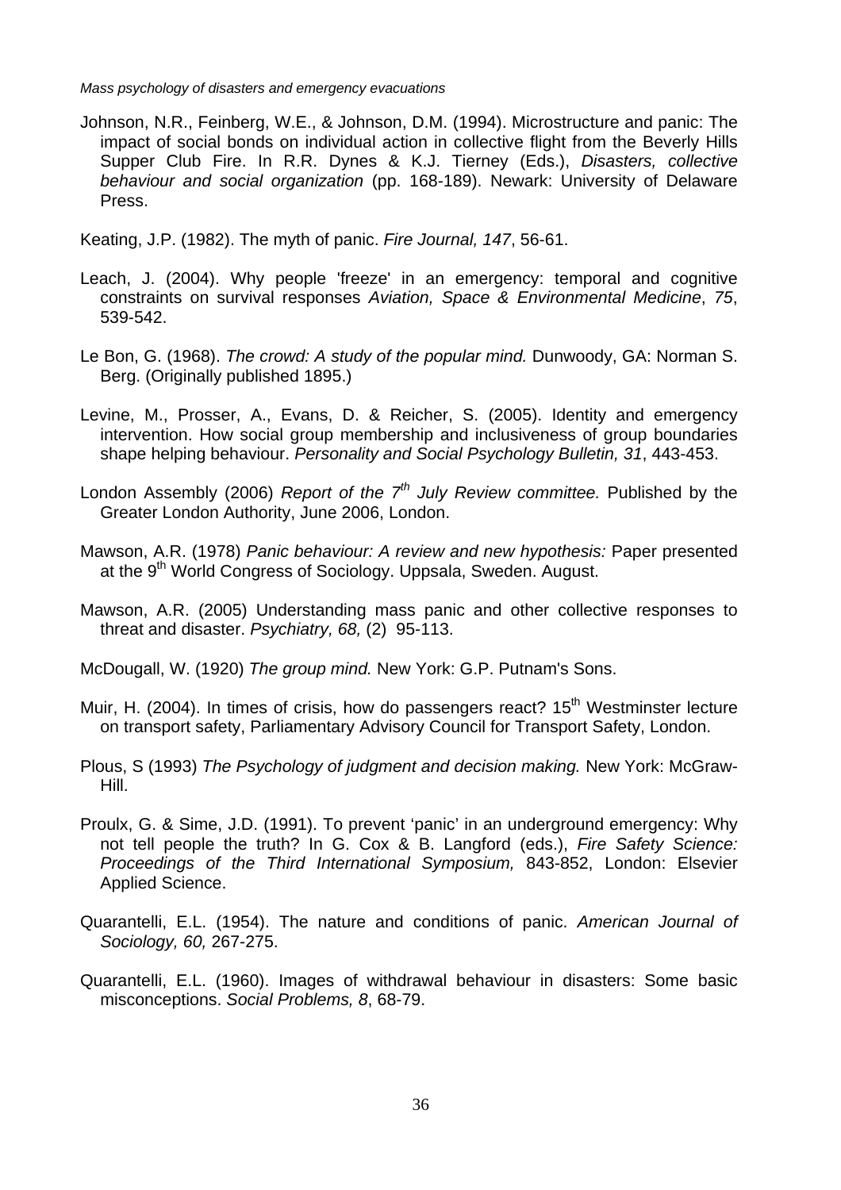Johnson, N.R., Feinberg, W.E., & Johnson, D.M. (1994). Microstructure and panic: The impact of social bonds on individual action in collective flight from the Beverly Hills Supper Club Fire. In R.R. Dynes & K.J. Tierney (Eds.), *Disasters, collective behaviour and social organization* (pp. 168-189). Newark: University of Delaware Press.

Keating, J.P. (1982). The myth of panic. *Fire Journal, 147*, 56-61.

Leach, J. (2004). Why people 'freeze' in an emergency: temporal and cognitive constraints on survival responses *Aviation, Space & Environmental Medicine*, *75*, 539-542.

Le Bon, G. (1968). *The crowd: A study of the popular mind.* Dunwoody, GA: Norman S. Berg. (Originally published 1895.)

Levine, M., Prosser, A., Evans, D. & Reicher, S. (2005). Identity and emergency intervention. How social group membership and inclusiveness of group boundaries shape helping behaviour. *Personality and Social Psychology Bulletin, 31*, 443-453.

London Assembly (2006) *Report of the 7th July Review committee.* Published by the Greater London Authority, June 2006, London.

Mawson, A.R. (1978) *Panic behaviour: A review and new hypothesis:* Paper presented at the 9th World Congress of Sociology. Uppsala, Sweden. August.

Mawson, A.R. (2005) Understanding mass panic and other collective responses to threat and disaster. *Psychiatry, 68,* (2) 95-113.

McDougall, W. (1920) *The group mind.* New York: G.P. Putnam's Sons.

Muir, H. (2004). In times of crisis, how do passengers react? 15th Westminster lecture on transport safety, Parliamentary Advisory Council for Transport Safety, London.

Plous, S (1993) *The Psychology of judgment and decision making.* New York: McGraw-Hill.

Proulx, G. & Sime, J.D. (1991). To prevent 'panic' in an underground emergency: Why not tell people the truth? In G. Cox & B. Langford (eds.), *Fire Safety Science: Proceedings of the Third International Symposium,* 843-852, London: Elsevier Applied Science.

Quarantelli, E.L. (1954). The nature and conditions of panic. *American Journal of Sociology, 60,* 267-275.

Quarantelli, E.L. (1960). Images of withdrawal behaviour in disasters: Some basic misconceptions. *Social Problems, 8*, 68-79.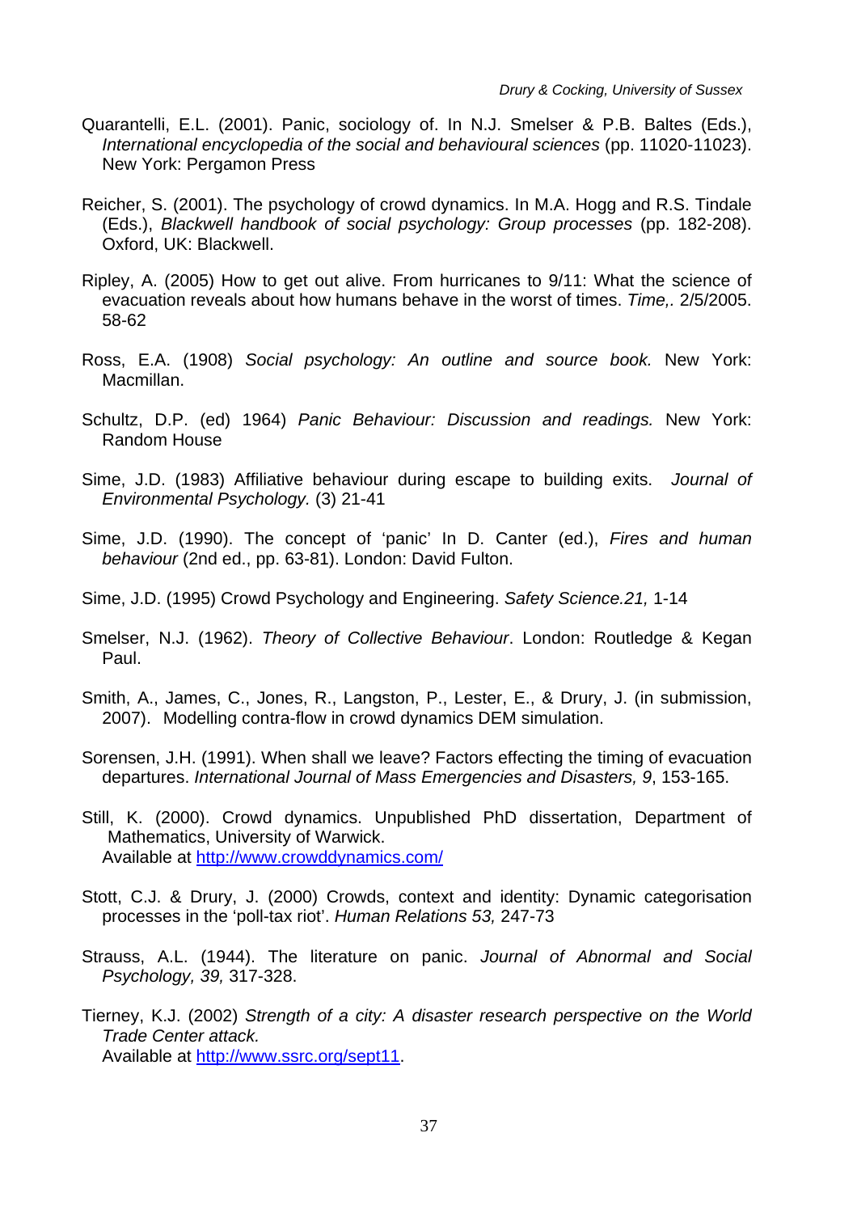Quarantelli, E.L. (2001). Panic, sociology of. In N.J. Smelser & P.B. Baltes (Eds.), *International encyclopedia of the social and behavioural sciences* (pp. 11020-11023). New York: Pergamon Press

Reicher, S. (2001). The psychology of crowd dynamics. In M.A. Hogg and R.S. Tindale (Eds.), *Blackwell handbook of social psychology: Group processes* (pp. 182-208). Oxford, UK: Blackwell.

Ripley, A. (2005) How to get out alive. From hurricanes to 9/11: What the science of evacuation reveals about how humans behave in the worst of times. *Time,*. 2/5/2005. 58-62

Ross, E.A. (1908) *Social psychology: An outline and source book.* New York: Macmillan.

Schultz, D.P. (ed) 1964) *Panic Behaviour: Discussion and readings.* New York: Random House

Sime, J.D. (1983) Affiliative behaviour during escape to building exits. *Journal of Environmental Psychology.* (3) 21-41

Sime, J.D. (1990). The concept of 'panic' In D. Canter (ed.), *Fires and human behaviour* (2nd ed., pp. 63-81). London: David Fulton.

Sime, J.D. (1995) Crowd Psychology and Engineering. *Safety Science.21,* 1-14

Smelser, N.J. (1962). *Theory of Collective Behaviour*. London: Routledge & Kegan Paul.

Smith, A., James, C., Jones, R., Langston, P., Lester, E., & Drury, J. (in submission, 2007). Modelling contra-flow in crowd dynamics DEM simulation.

Sorensen, J.H. (1991). When shall we leave? Factors effecting the timing of evacuation departures. *International Journal of Mass Emergencies and Disasters, 9*, 153-165.

Still, K. (2000). Crowd dynamics. Unpublished PhD dissertation, Department of Mathematics, University of Warwick.
Available at http://www.crowddynamics.com/

Stott, C.J. & Drury, J. (2000) Crowds, context and identity: Dynamic categorisation processes in the 'poll-tax riot'. *Human Relations 53,* 247-73

Strauss, A.L. (1944). The literature on panic. *Journal of Abnormal and Social Psychology, 39,* 317-328.

Tierney, K.J. (2002) *Strength of a city: A disaster research perspective on the World Trade Center attack.*
Available at http://www.ssrc.org/sept11.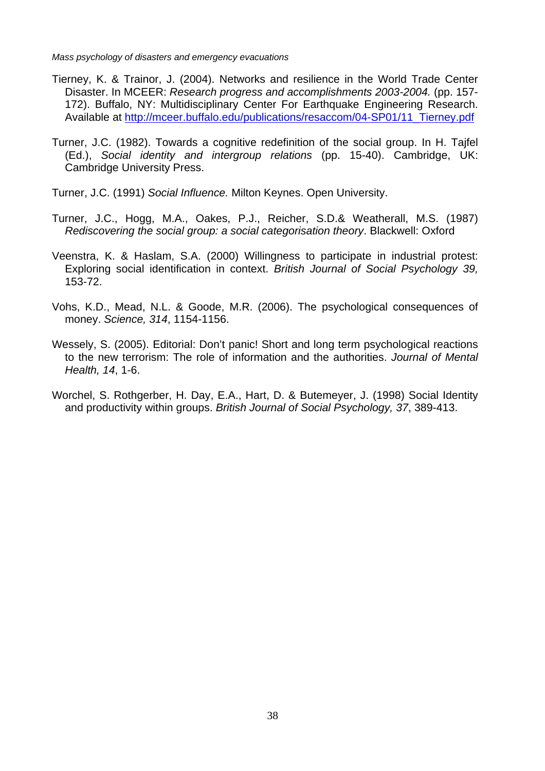Tierney, K. & Trainor, J. (2004). Networks and resilience in the World Trade Center Disaster. In MCEER: *Research progress and accomplishments 2003-2004.* (pp. 157-172). Buffalo, NY: Multidisciplinary Center For Earthquake Engineering Research. Available at [http://mceer.buffalo.edu/publications/resaccom/04-SP01/11_Tierney.pdf](http://mceer.buffalo.edu/publications/resaccom/04-SP01/11_Tierney.pdf)

Turner, J.C. (1982). Towards a cognitive redefinition of the social group. In H. Tajfel (Ed.), *Social identity and intergroup relations* (pp. 15-40). Cambridge, UK: Cambridge University Press.

Turner, J.C. (1991) *Social Influence.* Milton Keynes. Open University.

Turner, J.C., Hogg, M.A., Oakes, P.J., Reicher, S.D.& Weatherall, M.S. (1987) *Rediscovering the social group: a social categorisation theory*. Blackwell: Oxford

Veenstra, K. & Haslam, S.A. (2000) Willingness to participate in industrial protest: Exploring social identification in context. *British Journal of Social Psychology 39,* 153-72.

Vohs, K.D., Mead, N.L. & Goode, M.R. (2006). The psychological consequences of money. *Science, 314*, 1154-1156.

Wessely, S. (2005). Editorial: Don't panic! Short and long term psychological reactions to the new terrorism: The role of information and the authorities. *Journal of Mental Health, 14*, 1-6.

Worchel, S. Rothgerber, H. Day, E.A., Hart, D. & Butemeyer, J. (1998) Social Identity and productivity within groups. *British Journal of Social Psychology, 37*, 389-413.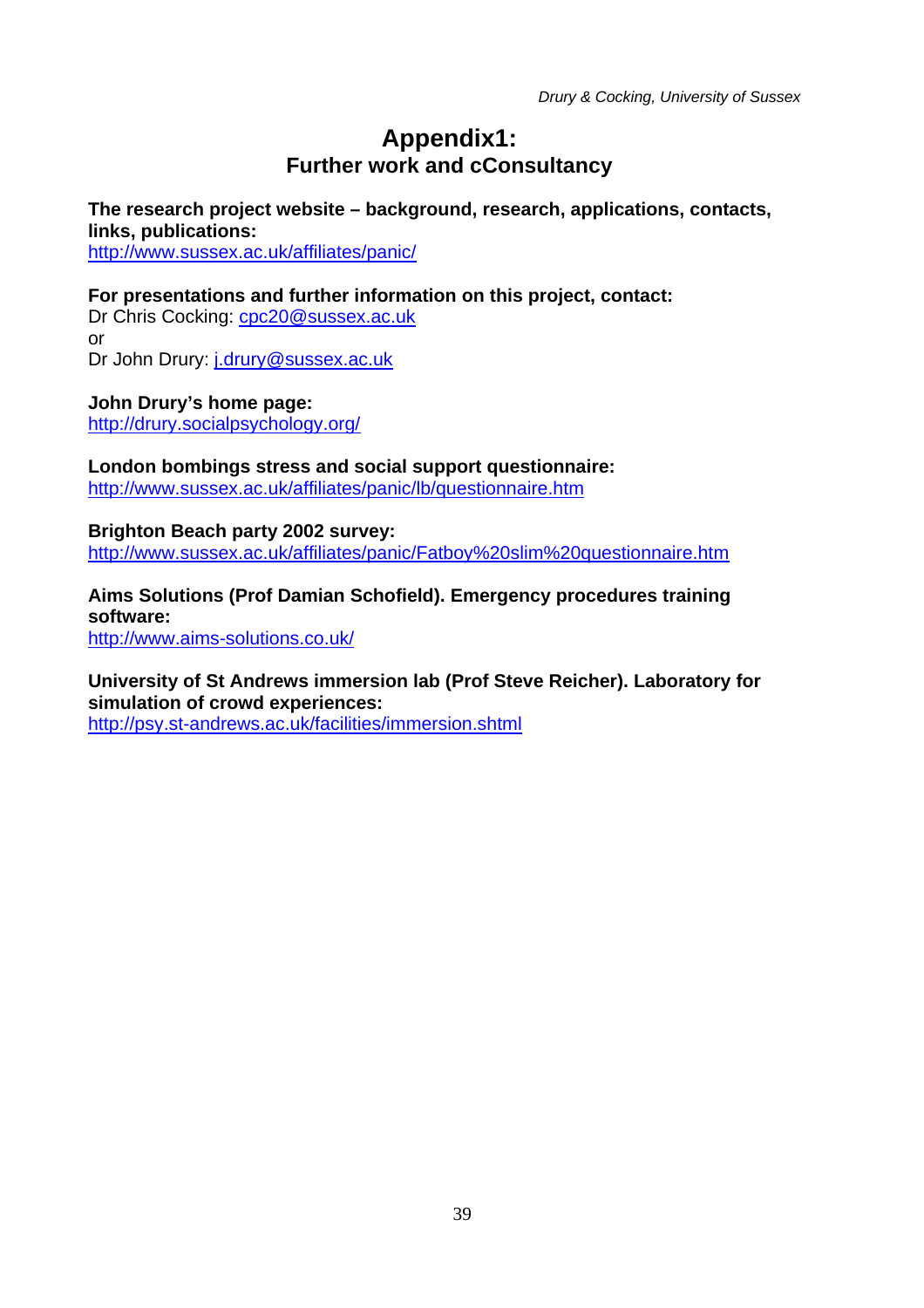# Appendix1:
## Further work and cConsultancy

**The research project website – background, research, applications, contacts, links, publications:**
http://www.sussex.ac.uk/affiliates/panic/

**For presentations and further information on this project, contact:**
Dr Chris Cocking: cpc20@sussex.ac.uk
or
Dr John Drury: j.drury@sussex.ac.uk

**John Drury's home page:**
http://drury.socialpsychology.org/

**London bombings stress and social support questionnaire:**
http://www.sussex.ac.uk/affiliates/panic/lb/questionnaire.htm

**Brighton Beach party 2002 survey:**
http://www.sussex.ac.uk/affiliates/panic/Fatboy%20slim%20questionnaire.htm

**Aims Solutions (Prof Damian Schofield). Emergency procedures training software:**
http://www.aims-solutions.co.uk/

**University of St Andrews immersion lab (Prof Steve Reicher). Laboratory for simulation of crowd experiences:**
http://psy.st-andrews.ac.uk/facilities/immersion.shtml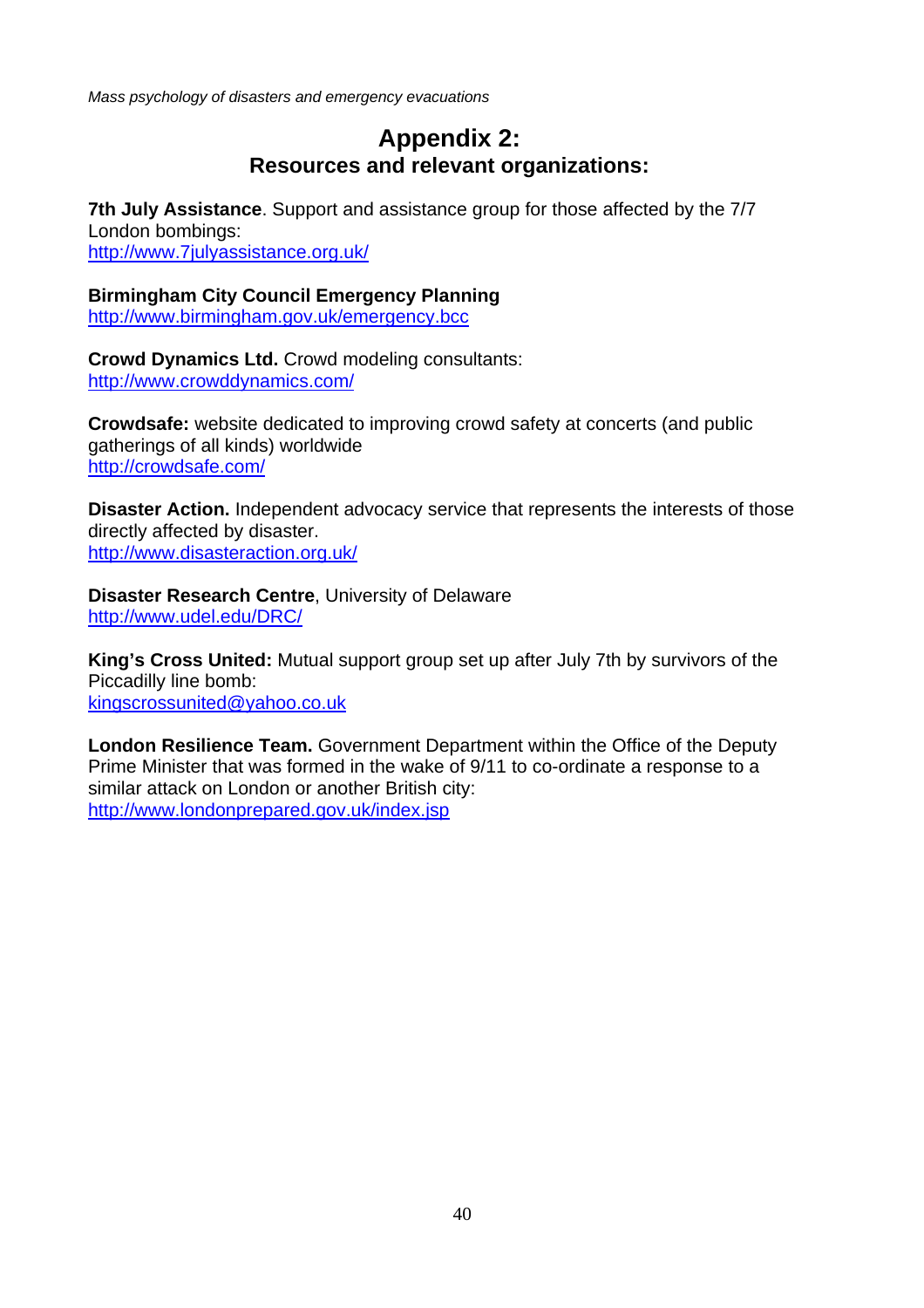# Appendix 2:

## Resources and relevant organizations:

**7th July Assistance**. Support and assistance group for those affected by the 7/7 London bombings:
http://www.7julyassistance.org.uk/

**Birmingham City Council Emergency Planning**
http://www.birmingham.gov.uk/emergency.bcc

**Crowd Dynamics Ltd.** Crowd modeling consultants:
http://www.crowddynamics.com/

**Crowdsafe:** website dedicated to improving crowd safety at concerts (and public gatherings of all kinds) worldwide
http://crowdsafe.com/

**Disaster Action.** Independent advocacy service that represents the interests of those directly affected by disaster.
http://www.disasteraction.org.uk/

**Disaster Research Centre**, University of Delaware
http://www.udel.edu/DRC/

**King's Cross United:** Mutual support group set up after July 7th by survivors of the Piccadilly line bomb:
kingscrossunited@yahoo.co.uk

**London Resilience Team.** Government Department within the Office of the Deputy Prime Minister that was formed in the wake of 9/11 to co-ordinate a response to a similar attack on London or another British city:
http://www.londonprepared.gov.uk/index.jsp